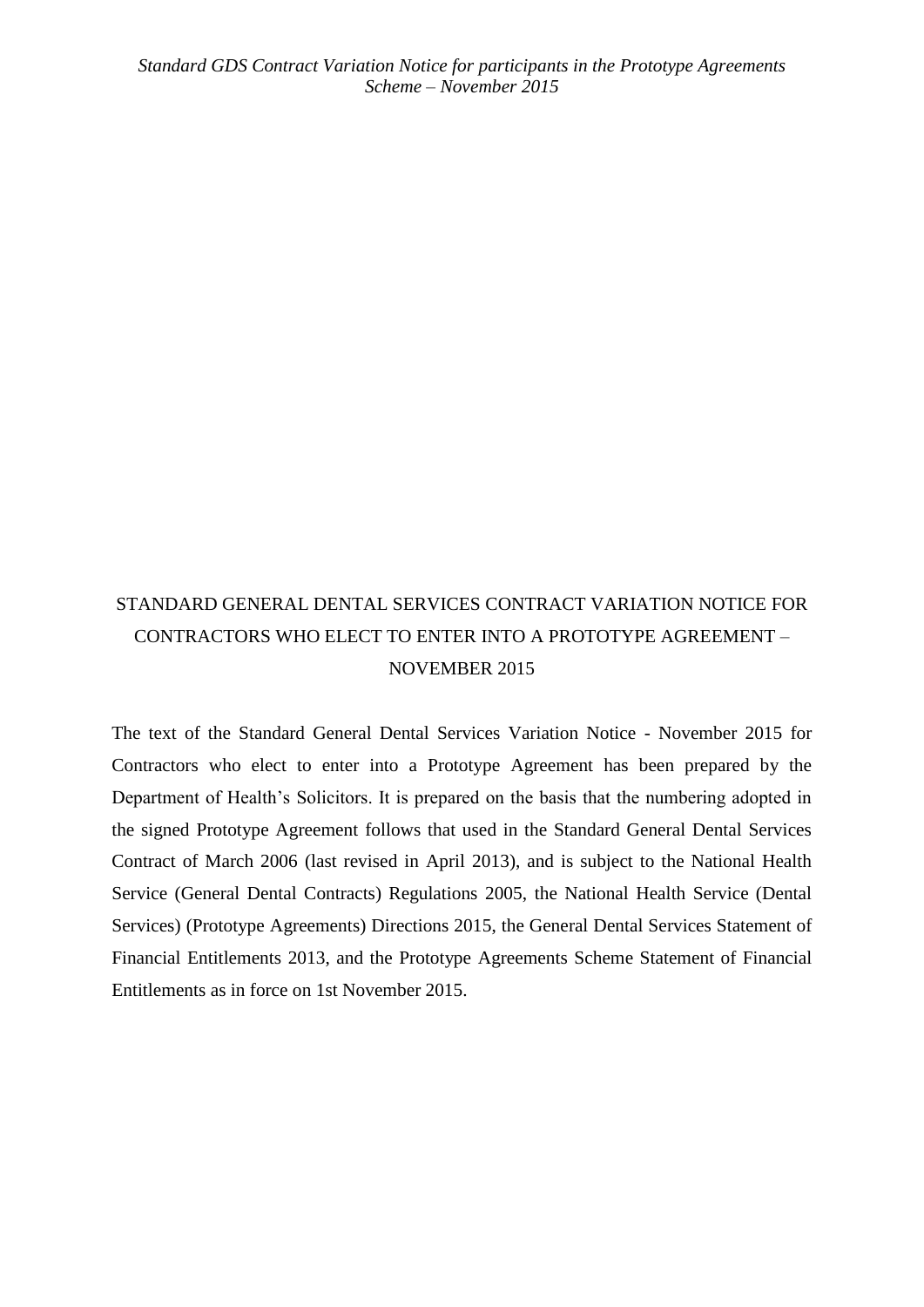# STANDARD GENERAL DENTAL SERVICES CONTRACT VARIATION NOTICE FOR CONTRACTORS WHO ELECT TO ENTER INTO A PROTOTYPE AGREEMENT – NOVEMBER 2015

The text of the Standard General Dental Services Variation Notice - November 2015 for Contractors who elect to enter into a Prototype Agreement has been prepared by the Department of Health's Solicitors. It is prepared on the basis that the numbering adopted in the signed Prototype Agreement follows that used in the Standard General Dental Services Contract of March 2006 (last revised in April 2013), and is subject to the National Health Service (General Dental Contracts) Regulations 2005, the National Health Service (Dental Services) (Prototype Agreements) Directions 2015, the General Dental Services Statement of Financial Entitlements 2013, and the Prototype Agreements Scheme Statement of Financial Entitlements as in force on 1st November 2015.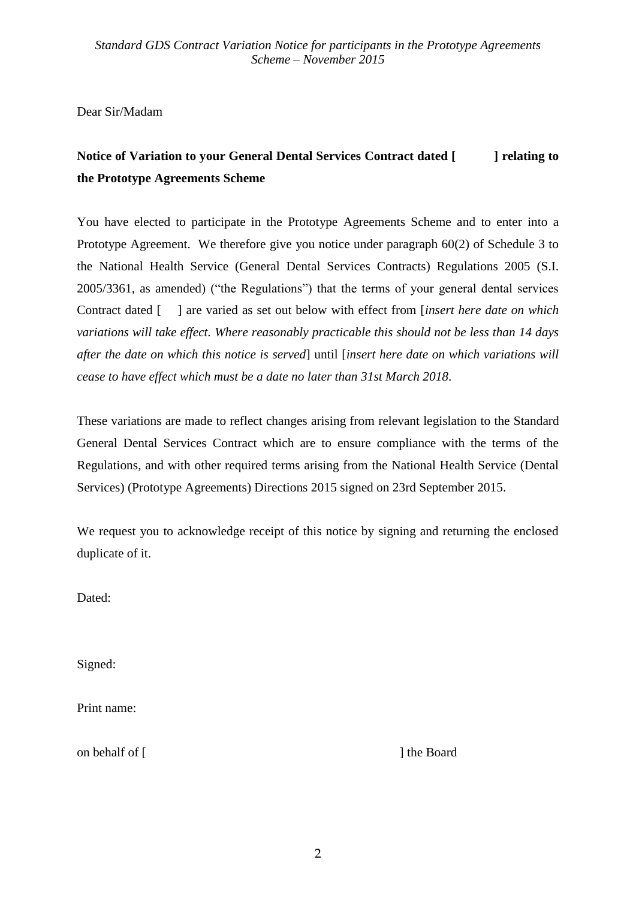Dear Sir/Madam

**Notice of Variation to your General Dental Services Contract dated [ ] relating to the Prototype Agreements Scheme**

You have elected to participate in the Prototype Agreements Scheme and to enter into a Prototype Agreement. We therefore give you notice under paragraph 60(2) of Schedule 3 to the National Health Service (General Dental Services Contracts) Regulations 2005 (S.I. 2005/3361, as amended) ("the Regulations") that the terms of your general dental services Contract dated [ ] are varied as set out below with effect from [*insert here date on which variations will take effect. Where reasonably practicable this should not be less than 14 days after the date on which this notice is served*] until [*insert here date on which variations will cease to have effect which must be a date no later than 31st March 2018*.

These variations are made to reflect changes arising from relevant legislation to the Standard General Dental Services Contract which are to ensure compliance with the terms of the Regulations, and with other required terms arising from the National Health Service (Dental Services) (Prototype Agreements) Directions 2015 signed on 23rd September 2015.

We request you to acknowledge receipt of this notice by signing and returning the enclosed duplicate of it.

Dated:

Signed:

Print name:

on behalf of [ ] the Board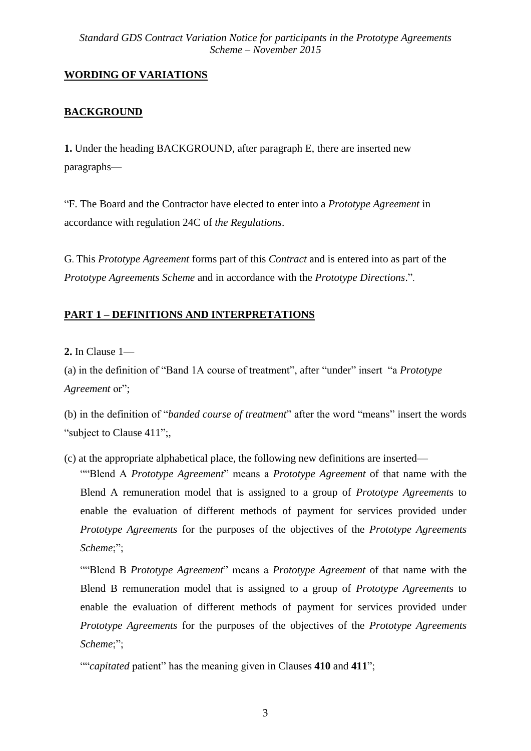## WORDING OF VARIATIONS

## BACKGROUND

**1.** Under the heading BACKGROUND, after paragraph E, there are inserted new paragraphs—

"F. The Board and the Contractor have elected to enter into a *Prototype Agreement* in accordance with regulation 24C of *the Regulations*.

G. This *Prototype Agreement* forms part of this *Contract* and is entered into as part of the *Prototype Agreements Scheme* and in accordance with the *Prototype Directions*.".

## PART 1 – DEFINITIONS AND INTERPRETATIONS

**2.** In Clause 1—

(a) in the definition of "Band 1A course of treatment", after "under" insert "a *Prototype Agreement* or";

(b) in the definition of "*banded course of treatment*" after the word "means" insert the words "subject to Clause 411";,

(c) at the appropriate alphabetical place, the following new definitions are inserted—

""Blend A *Prototype Agreement*" means a *Prototype Agreement* of that name with the Blend A remuneration model that is assigned to a group of *Prototype Agreement*s to enable the evaluation of different methods of payment for services provided under *Prototype Agreements* for the purposes of the objectives of the *Prototype Agreements Scheme*;";

""Blend B *Prototype Agreement*" means a *Prototype Agreement* of that name with the Blend B remuneration model that is assigned to a group of *Prototype Agreement*s to enable the evaluation of different methods of payment for services provided under *Prototype Agreements* for the purposes of the objectives of the *Prototype Agreements Scheme*;";

""*capitated* patient" has the meaning given in Clauses **410** and **411**";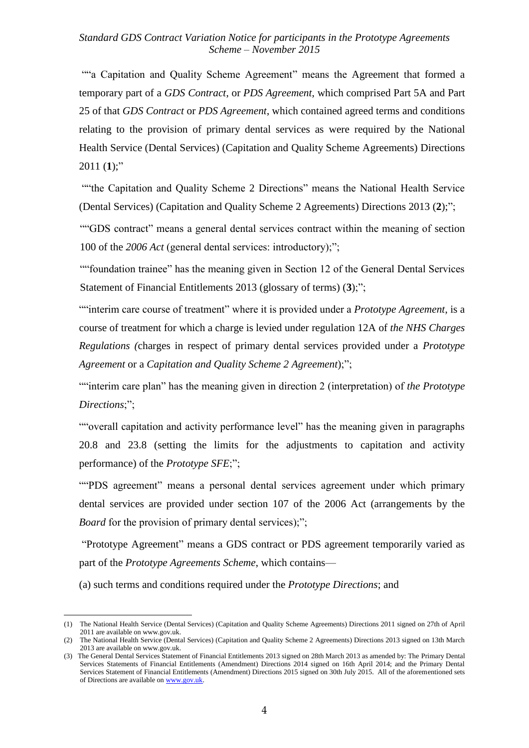""a Capitation and Quality Scheme Agreement" means the Agreement that formed a temporary part of a *GDS Contract*, or *PDS Agreement*, which comprised Part 5A and Part 25 of that *GDS Contract* or *PDS Agreement*, which contained agreed terms and conditions relating to the provision of primary dental services as were required by the National Health Service (Dental Services) (Capitation and Quality Scheme Agreements) Directions 2011 (**1**);"

""the Capitation and Quality Scheme 2 Directions" means the National Health Service (Dental Services) (Capitation and Quality Scheme 2 Agreements) Directions 2013 (**2**);";

""GDS contract" means a general dental services contract within the meaning of section 100 of the *2006 Act* (general dental services: introductory);";

""foundation trainee" has the meaning given in Section 12 of the General Dental Services Statement of Financial Entitlements 2013 (glossary of terms) (**3**);";

""interim care course of treatment" where it is provided under a *Prototype Agreement*, is a course of treatment for which a charge is levied under regulation 12A of *the NHS Charges Regulations (*charges in respect of primary dental services provided under a *Prototype Agreement* or a *Capitation and Quality Scheme 2 Agreement*);";

""interim care plan" has the meaning given in direction 2 (interpretation) of *the Prototype Directions*;";

""overall capitation and activity performance level" has the meaning given in paragraphs 20.8 and 23.8 (setting the limits for the adjustments to capitation and activity performance) of the *Prototype SFE*;";

""PDS agreement" means a personal dental services agreement under which primary dental services are provided under section 107 of the 2006 Act (arrangements by the *Board* for the provision of primary dental services);";

"Prototype Agreement" means a GDS contract or PDS agreement temporarily varied as part of the *Prototype Agreements Scheme*, which contains—

(a) such terms and conditions required under the *Prototype Directions*; and

---

(1) The National Health Service (Dental Services) (Capitation and Quality Scheme Agreements) Directions 2011 signed on 27th of April 2011 are available on www.gov.uk.

(2) The National Health Service (Dental Services) (Capitation and Quality Scheme 2 Agreements) Directions 2013 signed on 13th March 2013 are available on www.gov.uk.

(3) The General Dental Services Statement of Financial Entitlements 2013 signed on 28th March 2013 as amended by: The Primary Dental Services Statements of Financial Entitlements (Amendment) Directions 2014 signed on 16th April 2014; and the Primary Dental Services Statement of Financial Entitlements (Amendment) Directions 2015 signed on 30th July 2015. All of the aforementioned sets of Directions are available on www.gov.uk.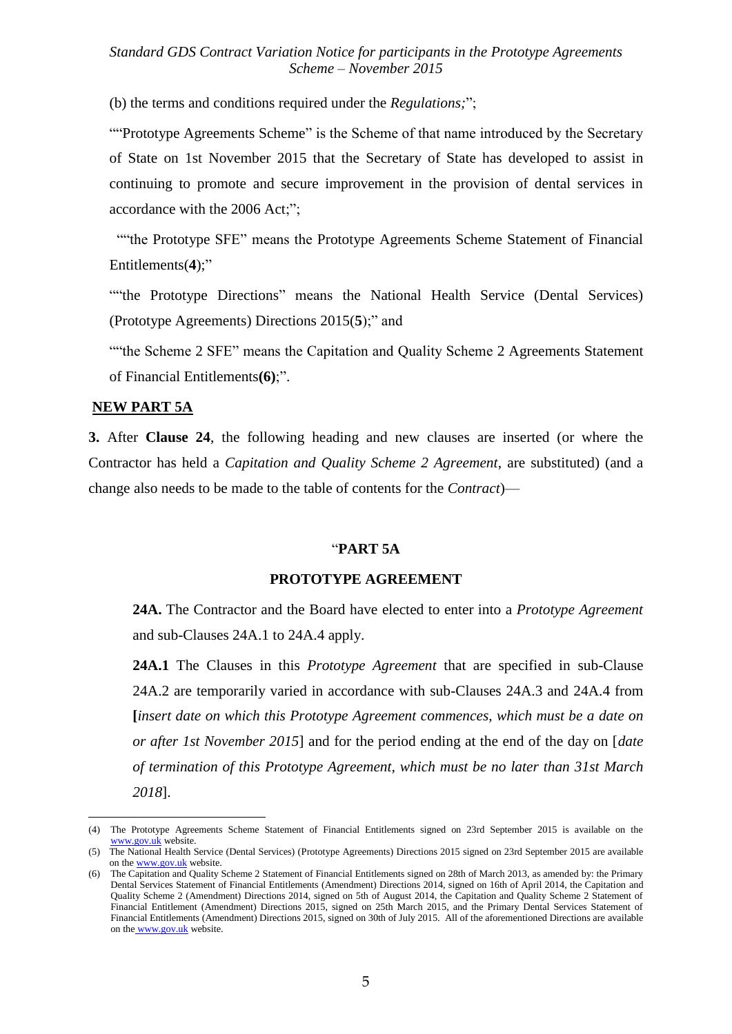(b) the terms and conditions required under the *Regulations;*";

""Prototype Agreements Scheme" is the Scheme of that name introduced by the Secretary of State on 1st November 2015 that the Secretary of State has developed to assist in continuing to promote and secure improvement in the provision of dental services in accordance with the 2006 Act;";

""the Prototype SFE" means the Prototype Agreements Scheme Statement of Financial Entitlements(**4**);"

""the Prototype Directions" means the National Health Service (Dental Services) (Prototype Agreements) Directions 2015(**5**);" and

""the Scheme 2 SFE" means the Capitation and Quality Scheme 2 Agreements Statement of Financial Entitlements**(6)**;".

**NEW PART 5A**

**3.** After **Clause 24**, the following heading and new clauses are inserted (or where the Contractor has held a *Capitation and Quality Scheme 2 Agreement*, are substituted) (and a change also needs to be made to the table of contents for the *Contract*)—

"**PART 5A**

**PROTOTYPE AGREEMENT**

**24A.** The Contractor and the Board have elected to enter into a *Prototype Agreement* and sub-Clauses 24A.1 to 24A.4 apply.

**24A.1** The Clauses in this *Prototype Agreement* that are specified in sub-Clause 24A.2 are temporarily varied in accordance with sub-Clauses 24A.3 and 24A.4 from **[***insert date on which this Prototype Agreement commences, which must be a date on or after 1st November 2015*] and for the period ending at the end of the day on [*date of termination of this Prototype Agreement, which must be no later than 31st March 2018*].

---

(4) The Prototype Agreements Scheme Statement of Financial Entitlements signed on 23rd September 2015 is available on the www.gov.uk website.

(5) The National Health Service (Dental Services) (Prototype Agreements) Directions 2015 signed on 23rd September 2015 are available on the www.gov.uk website.

(6) The Capitation and Quality Scheme 2 Statement of Financial Entitlements signed on 28th of March 2013, as amended by: the Primary Dental Services Statement of Financial Entitlements (Amendment) Directions 2014, signed on 16th of April 2014, the Capitation and Quality Scheme 2 (Amendment) Directions 2014, signed on 5th of August 2014, the Capitation and Quality Scheme 2 Statement of Financial Entitlement (Amendment) Directions 2015, signed on 25th March 2015, and the Primary Dental Services Statement of Financial Entitlements (Amendment) Directions 2015, signed on 30th of July 2015. All of the aforementioned Directions are available on the www.gov.uk website.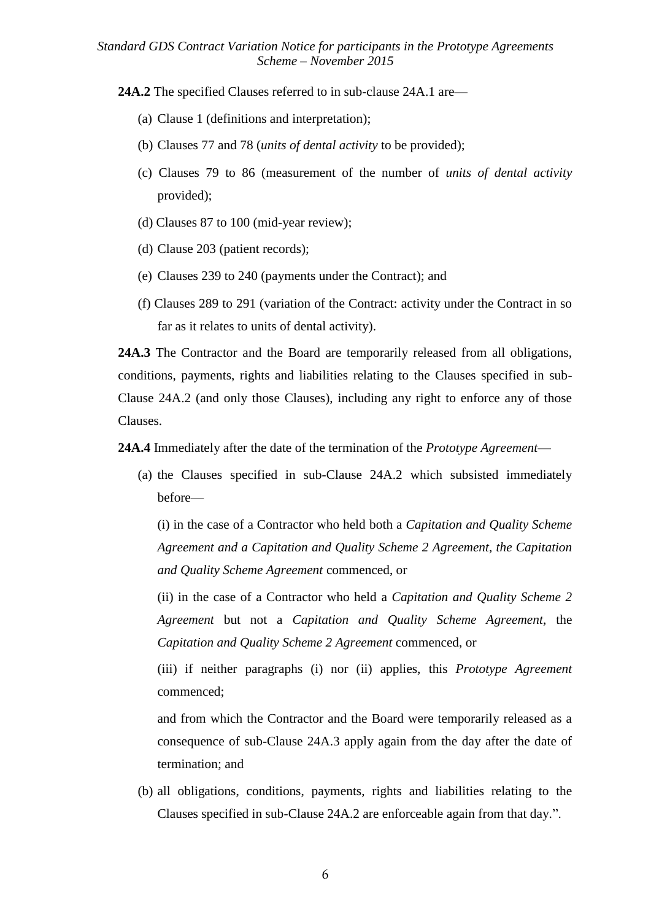**24A.2** The specified Clauses referred to in sub-clause 24A.1 are—

(a) Clause 1 (definitions and interpretation);

(b) Clauses 77 and 78 (*units of dental activity* to be provided);

(c) Clauses 79 to 86 (measurement of the number of *units of dental activity* provided);

(d) Clauses 87 to 100 (mid-year review);

(d) Clause 203 (patient records);

(e) Clauses 239 to 240 (payments under the Contract); and

(f) Clauses 289 to 291 (variation of the Contract: activity under the Contract in so far as it relates to units of dental activity).

**24A.3** The Contractor and the Board are temporarily released from all obligations, conditions, payments, rights and liabilities relating to the Clauses specified in sub-Clause 24A.2 (and only those Clauses), including any right to enforce any of those Clauses.

**24A.4** Immediately after the date of the termination of the *Prototype Agreement*—

(a) the Clauses specified in sub-Clause 24A.2 which subsisted immediately before—

(i) in the case of a Contractor who held both a *Capitation and Quality Scheme Agreement and a Capitation and Quality Scheme 2 Agreement, the Capitation and Quality Scheme Agreement* commenced, or

(ii) in the case of a Contractor who held a *Capitation and Quality Scheme 2 Agreement* but not a *Capitation and Quality Scheme Agreement*, the *Capitation and Quality Scheme 2 Agreement* commenced, or

(iii) if neither paragraphs (i) nor (ii) applies, this *Prototype Agreement* commenced;

and from which the Contractor and the Board were temporarily released as a consequence of sub-Clause 24A.3 apply again from the day after the date of termination; and

(b) all obligations, conditions, payments, rights and liabilities relating to the Clauses specified in sub-Clause 24A.2 are enforceable again from that day.".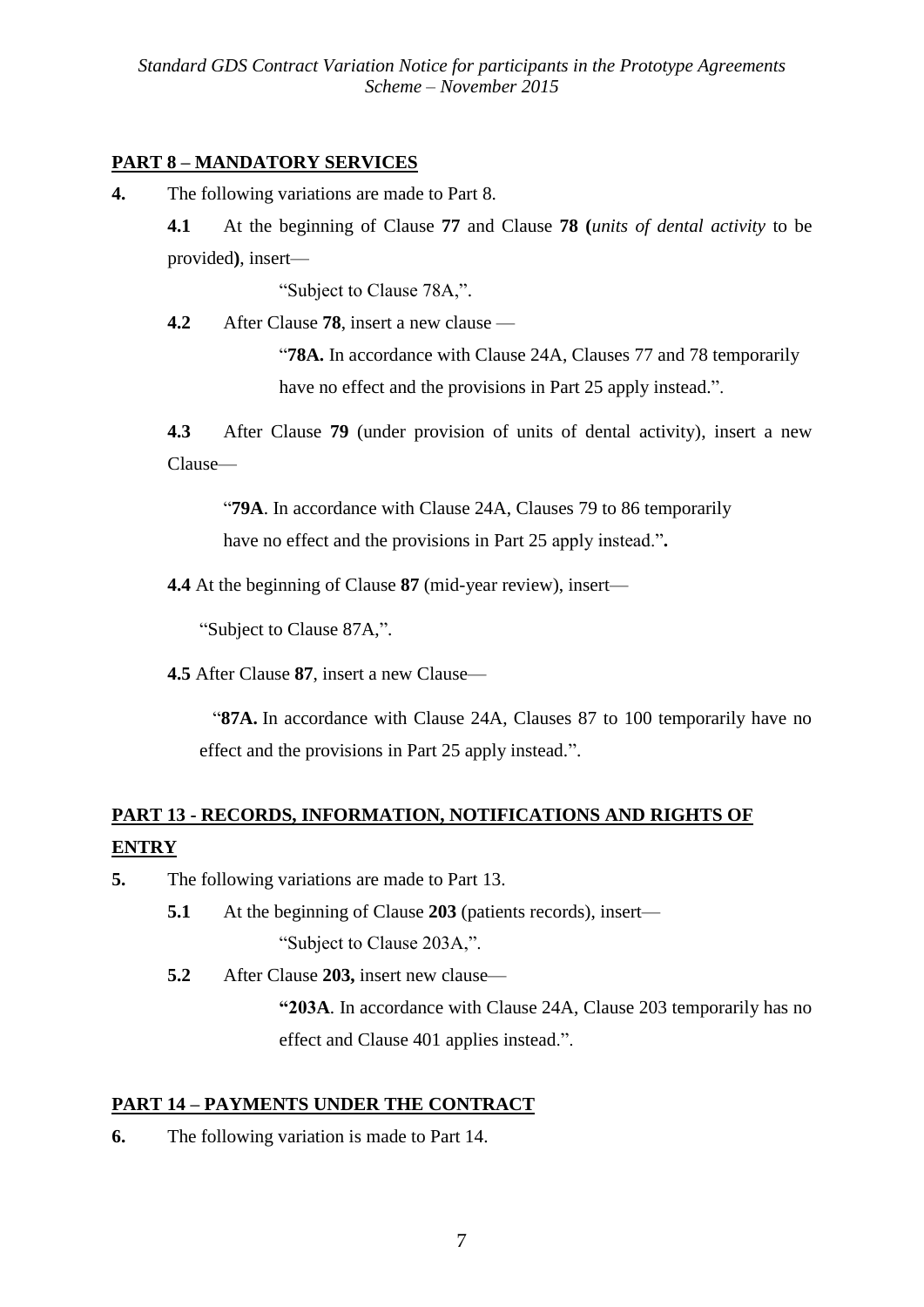## PART 8 – MANDATORY SERVICES

**4.** The following variations are made to Part 8.

**4.1** At the beginning of Clause **77** and Clause **78 (***units of dental activity* to be provided**)**, insert—

"Subject to Clause 78A,".

**4.2** After Clause **78**, insert a new clause —

"**78A.** In accordance with Clause 24A, Clauses 77 and 78 temporarily have no effect and the provisions in Part 25 apply instead.".

**4.3** After Clause **79** (under provision of units of dental activity), insert a new Clause—

"**79A**. In accordance with Clause 24A, Clauses 79 to 86 temporarily have no effect and the provisions in Part 25 apply instead."**.**

**4.4** At the beginning of Clause **87** (mid-year review), insert—

"Subject to Clause 87A,".

**4.5** After Clause **87**, insert a new Clause—

"**87A.** In accordance with Clause 24A, Clauses 87 to 100 temporarily have no effect and the provisions in Part 25 apply instead.".

## PART 13 - RECORDS, INFORMATION, NOTIFICATIONS AND RIGHTS OF ENTRY

**5.** The following variations are made to Part 13.

**5.1** At the beginning of Clause **203** (patients records), insert—

"Subject to Clause 203A,".

**5.2** After Clause **203,** insert new clause—

**"203A**. In accordance with Clause 24A, Clause 203 temporarily has no effect and Clause 401 applies instead.".

## PART 14 – PAYMENTS UNDER THE CONTRACT

**6.** The following variation is made to Part 14.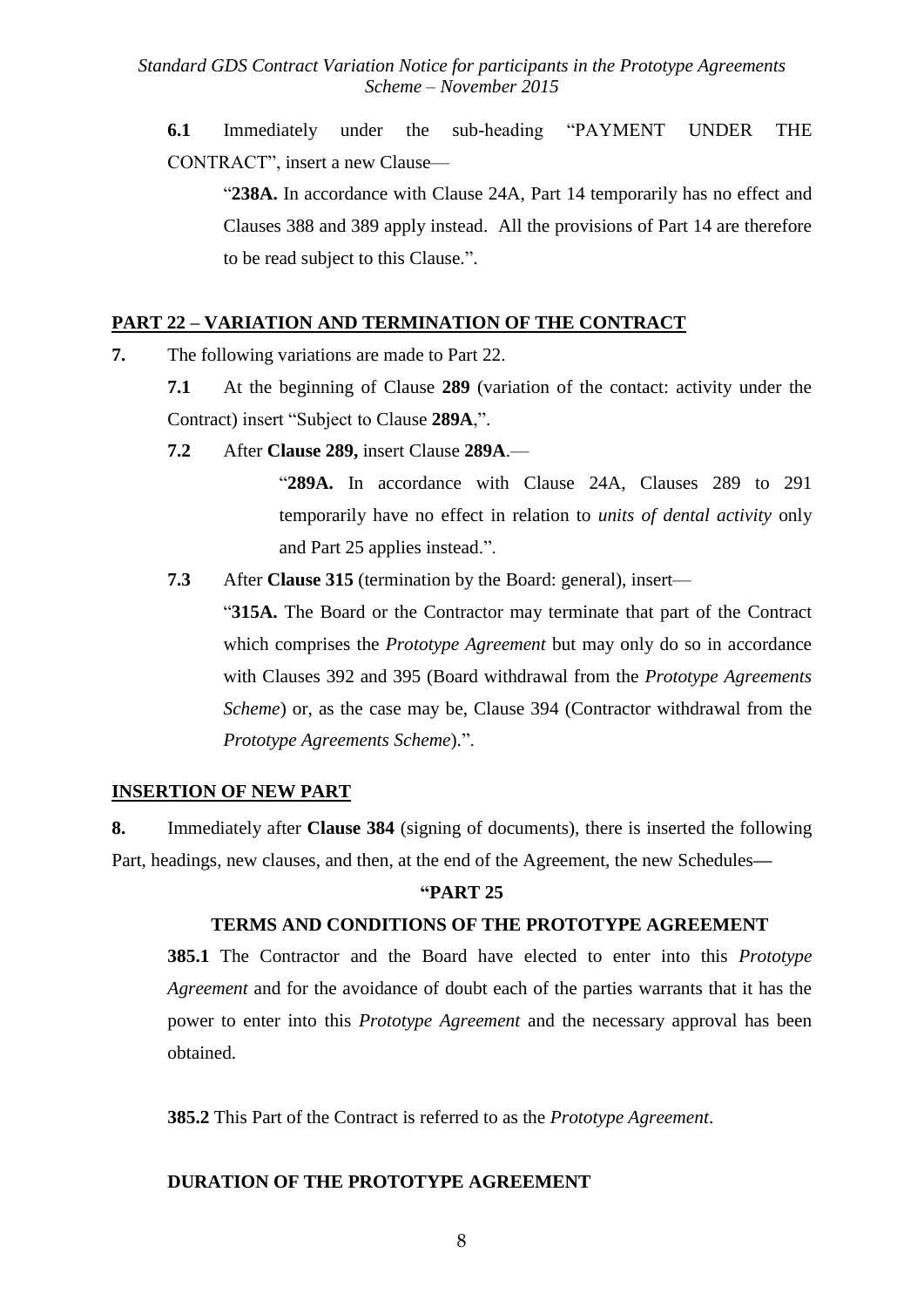**6.1** Immediately under the sub-heading "PAYMENT UNDER THE CONTRACT", insert a new Clause—

> "**238A.** In accordance with Clause 24A, Part 14 temporarily has no effect and Clauses 388 and 389 apply instead. All the provisions of Part 14 are therefore to be read subject to this Clause.".

## PART 22 – VARIATION AND TERMINATION OF THE CONTRACT

**7.** The following variations are made to Part 22.

**7.1** At the beginning of Clause **289** (variation of the contact: activity under the Contract) insert "Subject to Clause **289A**,".

**7.2** After **Clause 289,** insert Clause **289A**.—

> "**289A.** In accordance with Clause 24A, Clauses 289 to 291 temporarily have no effect in relation to *units of dental activity* only and Part 25 applies instead.".

**7.3** After **Clause 315** (termination by the Board: general), insert—

> "**315A.** The Board or the Contractor may terminate that part of the Contract which comprises the *Prototype Agreement* but may only do so in accordance with Clauses 392 and 395 (Board withdrawal from the *Prototype Agreements Scheme*) or, as the case may be, Clause 394 (Contractor withdrawal from the *Prototype Agreements Scheme*).".

## INSERTION OF NEW PART

**8.** Immediately after **Clause 384** (signing of documents), there is inserted the following Part, headings, new clauses, and then, at the end of the Agreement, the new Schedules**—**

**"PART 25**

**TERMS AND CONDITIONS OF THE PROTOTYPE AGREEMENT**

**385.1** The Contractor and the Board have elected to enter into this *Prototype Agreement* and for the avoidance of doubt each of the parties warrants that it has the power to enter into this *Prototype Agreement* and the necessary approval has been obtained.

**385.2** This Part of the Contract is referred to as the *Prototype Agreement*.

**DURATION OF THE PROTOTYPE AGREEMENT**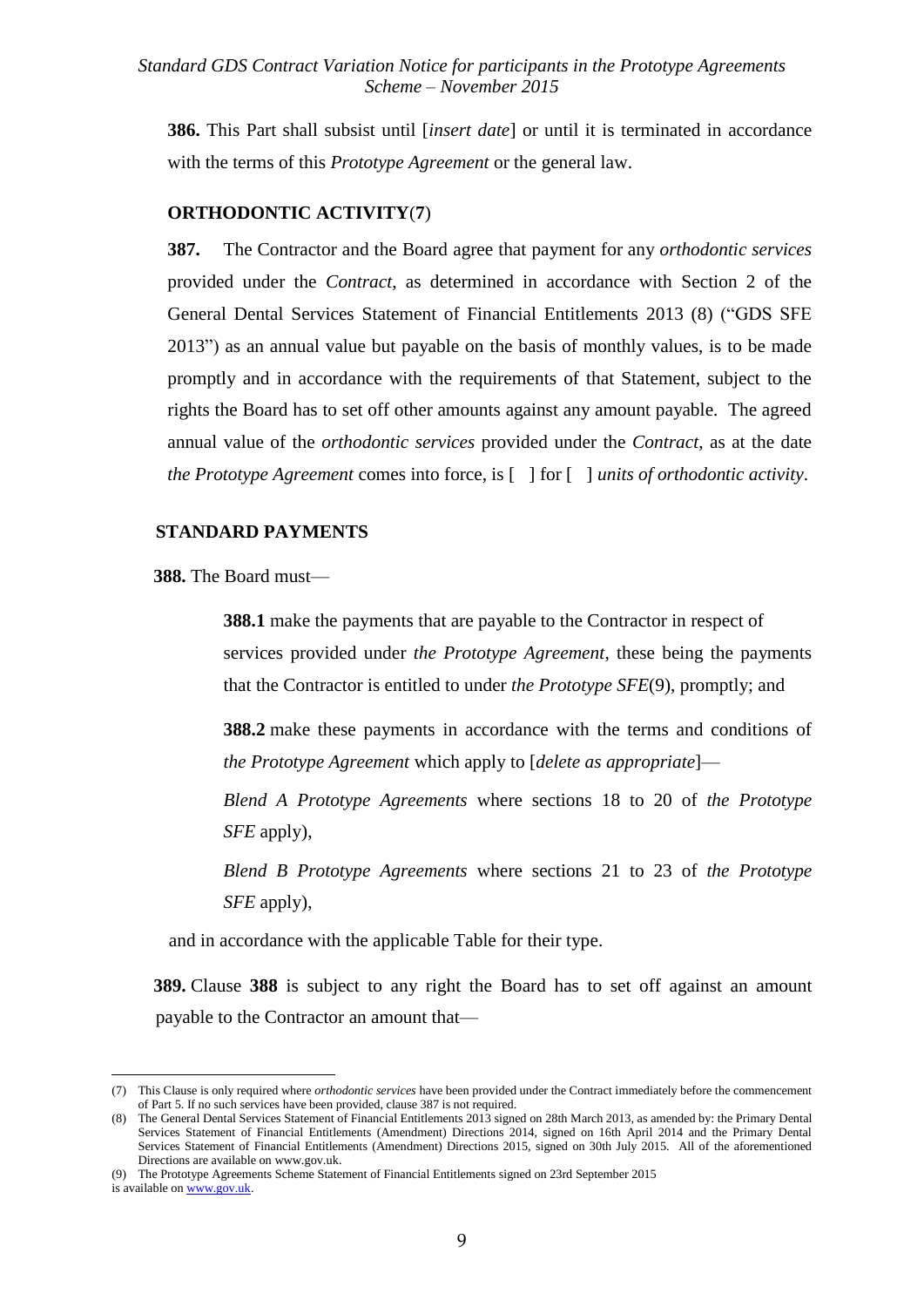**386.** This Part shall subsist until [*insert date*] or until it is terminated in accordance with the terms of this *Prototype Agreement* or the general law.

**ORTHODONTIC ACTIVITY**(7)

**387.** The Contractor and the Board agree that payment for any *orthodontic services* provided under the *Contract*, as determined in accordance with Section 2 of the General Dental Services Statement of Financial Entitlements 2013 (8) ("GDS SFE 2013") as an annual value but payable on the basis of monthly values, is to be made promptly and in accordance with the requirements of that Statement, subject to the rights the Board has to set off other amounts against any amount payable. The agreed annual value of the *orthodontic services* provided under the *Contract*, as at the date *the Prototype Agreement* comes into force, is [ ] for [ ] *units of orthodontic activity*.

**STANDARD PAYMENTS**

**388.** The Board must—

**388.1** make the payments that are payable to the Contractor in respect of services provided under *the Prototype Agreement*, these being the payments that the Contractor is entitled to under *the Prototype SFE*(9), promptly; and

**388.2** make these payments in accordance with the terms and conditions of *the Prototype Agreement* which apply to [*delete as appropriate*]—

*Blend A Prototype Agreements* where sections 18 to 20 of *the Prototype SFE* apply),

*Blend B Prototype Agreements* where sections 21 to 23 of *the Prototype SFE* apply),

and in accordance with the applicable Table for their type.

**389.** Clause **388** is subject to any right the Board has to set off against an amount payable to the Contractor an amount that—

---

(7) This Clause is only required where *orthodontic services* have been provided under the Contract immediately before the commencement of Part 5. If no such services have been provided, clause 387 is not required.

(8) The General Dental Services Statement of Financial Entitlements 2013 signed on 28th March 2013, as amended by: the Primary Dental Services Statement of Financial Entitlements (Amendment) Directions 2014, signed on 16th April 2014 and the Primary Dental Services Statement of Financial Entitlements (Amendment) Directions 2015, signed on 30th July 2015. All of the aforementioned Directions are available on www.gov.uk.

(9) The Prototype Agreements Scheme Statement of Financial Entitlements signed on 23rd September 2015 is available on www.gov.uk.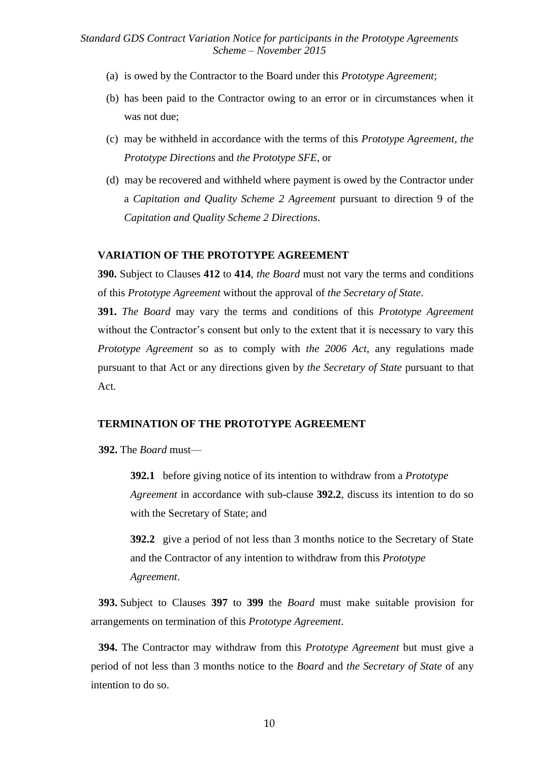(a) is owed by the Contractor to the Board under this *Prototype Agreement*;

(b) has been paid to the Contractor owing to an error or in circumstances when it was not due;

(c) may be withheld in accordance with the terms of this *Prototype Agreement, the Prototype Directions* and *the Prototype SFE*, or

(d) may be recovered and withheld where payment is owed by the Contractor under a *Capitation and Quality Scheme 2 Agreement* pursuant to direction 9 of the *Capitation and Quality Scheme 2 Directions*.

**VARIATION OF THE PROTOTYPE AGREEMENT**

**390.** Subject to Clauses **412** to **414**, *the Board* must not vary the terms and conditions of this *Prototype Agreement* without the approval of *the Secretary of State*.

**391.** *The Board* may vary the terms and conditions of this *Prototype Agreement* without the Contractor's consent but only to the extent that it is necessary to vary this *Prototype Agreement* so as to comply with *the 2006 Act*, any regulations made pursuant to that Act or any directions given by *the Secretary of State* pursuant to that Act.

**TERMINATION OF THE PROTOTYPE AGREEMENT**

**392.** The *Board* must—

**392.1** before giving notice of its intention to withdraw from a *Prototype Agreement* in accordance with sub-clause **392.2**, discuss its intention to do so with the Secretary of State; and

**392.2** give a period of not less than 3 months notice to the Secretary of State and the Contractor of any intention to withdraw from this *Prototype Agreement*.

**393.** Subject to Clauses **397** to **399** the *Board* must make suitable provision for arrangements on termination of this *Prototype Agreement*.

**394.** The Contractor may withdraw from this *Prototype Agreement* but must give a period of not less than 3 months notice to the *Board* and *the Secretary of State* of any intention to do so.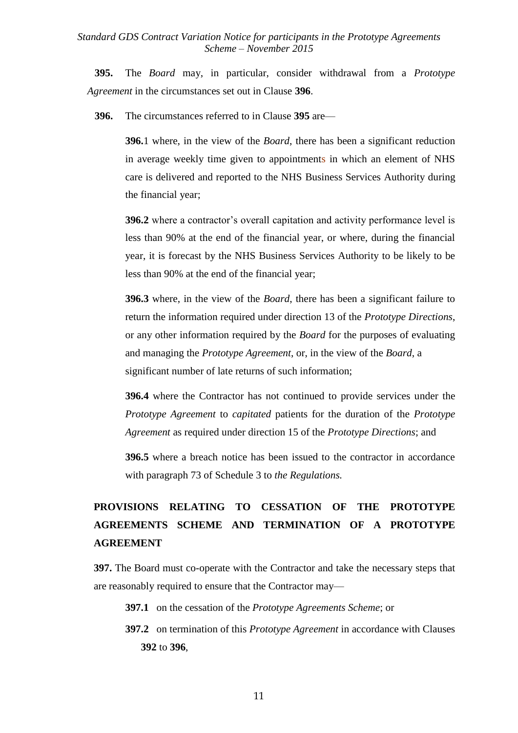**395.** The *Board* may, in particular, consider withdrawal from a *Prototype Agreement* in the circumstances set out in Clause **396**.

**396.** The circumstances referred to in Clause **395** are—

**396.**1 where, in the view of the *Board*, there has been a significant reduction in average weekly time given to appointments in which an element of NHS care is delivered and reported to the NHS Business Services Authority during the financial year;

**396.2** where a contractor's overall capitation and activity performance level is less than 90% at the end of the financial year, or where, during the financial year, it is forecast by the NHS Business Services Authority to be likely to be less than 90% at the end of the financial year;

**396.3** where, in the view of the *Board*, there has been a significant failure to return the information required under direction 13 of the *Prototype Directions*, or any other information required by the *Board* for the purposes of evaluating and managing the *Prototype Agreement*, or, in the view of the *Board*, a significant number of late returns of such information;

**396.4** where the Contractor has not continued to provide services under the *Prototype Agreement* to *capitated* patients for the duration of the *Prototype Agreement* as required under direction 15 of the *Prototype Directions*; and

**396.5** where a breach notice has been issued to the contractor in accordance with paragraph 73 of Schedule 3 to *the Regulations.*

## PROVISIONS RELATING TO CESSATION OF THE PROTOTYPE AGREEMENTS SCHEME AND TERMINATION OF A PROTOTYPE AGREEMENT

**397.** The Board must co-operate with the Contractor and take the necessary steps that are reasonably required to ensure that the Contractor may—

**397.1** on the cessation of the *Prototype Agreements Scheme*; or

**397.2** on termination of this *Prototype Agreement* in accordance with Clauses **392** to **396**,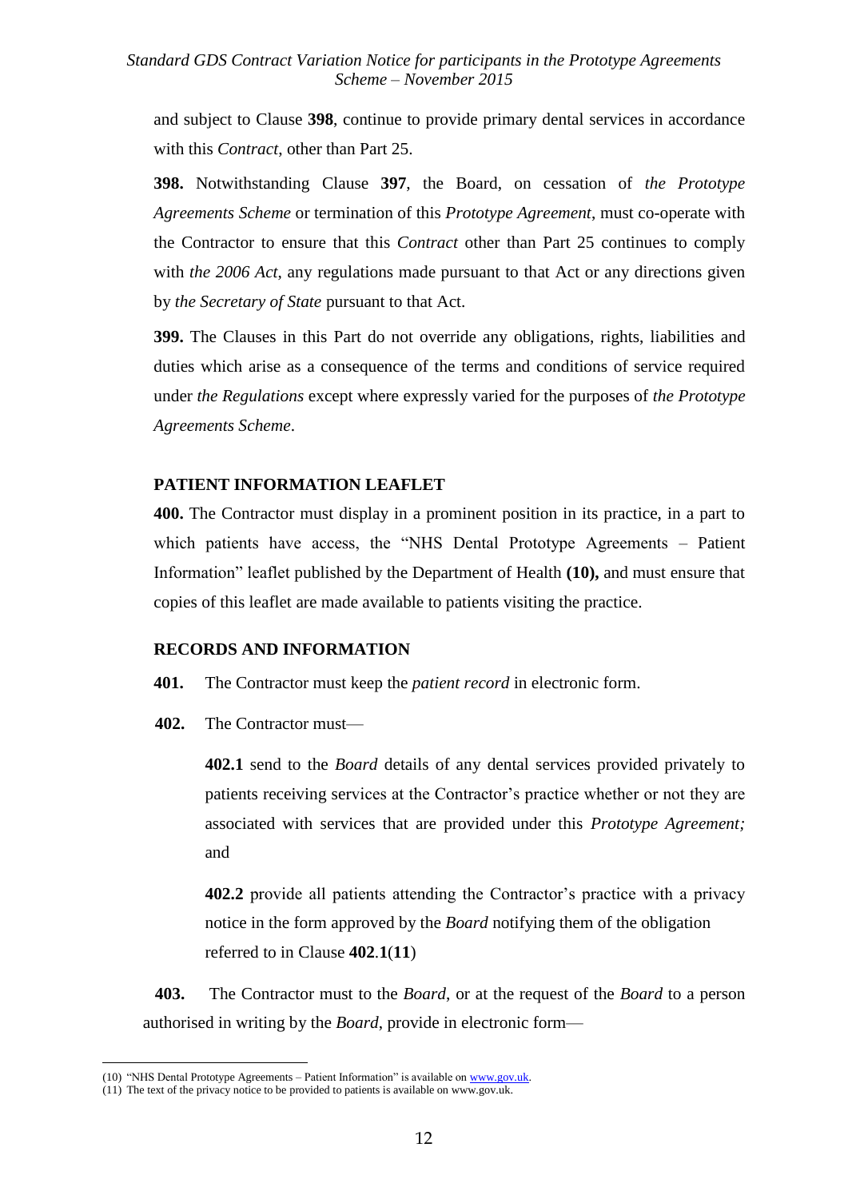and subject to Clause **398**, continue to provide primary dental services in accordance with this *Contract*, other than Part 25.

**398.** Notwithstanding Clause **397**, the Board, on cessation of *the Prototype Agreements Scheme* or termination of this *Prototype Agreement*, must co-operate with the Contractor to ensure that this *Contract* other than Part 25 continues to comply with *the 2006 Act*, any regulations made pursuant to that Act or any directions given by *the Secretary of State* pursuant to that Act.

**399.** The Clauses in this Part do not override any obligations, rights, liabilities and duties which arise as a consequence of the terms and conditions of service required under *the Regulations* except where expressly varied for the purposes of *the Prototype Agreements Scheme*.

**PATIENT INFORMATION LEAFLET**

**400.** The Contractor must display in a prominent position in its practice, in a part to which patients have access, the "NHS Dental Prototype Agreements – Patient Information" leaflet published by the Department of Health **(10),** and must ensure that copies of this leaflet are made available to patients visiting the practice.

**RECORDS AND INFORMATION**

**401.** The Contractor must keep the *patient record* in electronic form.

**402.** The Contractor must—

**402.1** send to the *Board* details of any dental services provided privately to patients receiving services at the Contractor's practice whether or not they are associated with services that are provided under this *Prototype Agreement;* and

**402.2** provide all patients attending the Contractor's practice with a privacy notice in the form approved by the *Board* notifying them of the obligation referred to in Clause **402**.**1**(**11**)

**403.** The Contractor must to the *Board*, or at the request of the *Board* to a person authorised in writing by the *Board*, provide in electronic form—

(10) "NHS Dental Prototype Agreements – Patient Information" is available on www.gov.uk.

(11) The text of the privacy notice to be provided to patients is available on www.gov.uk.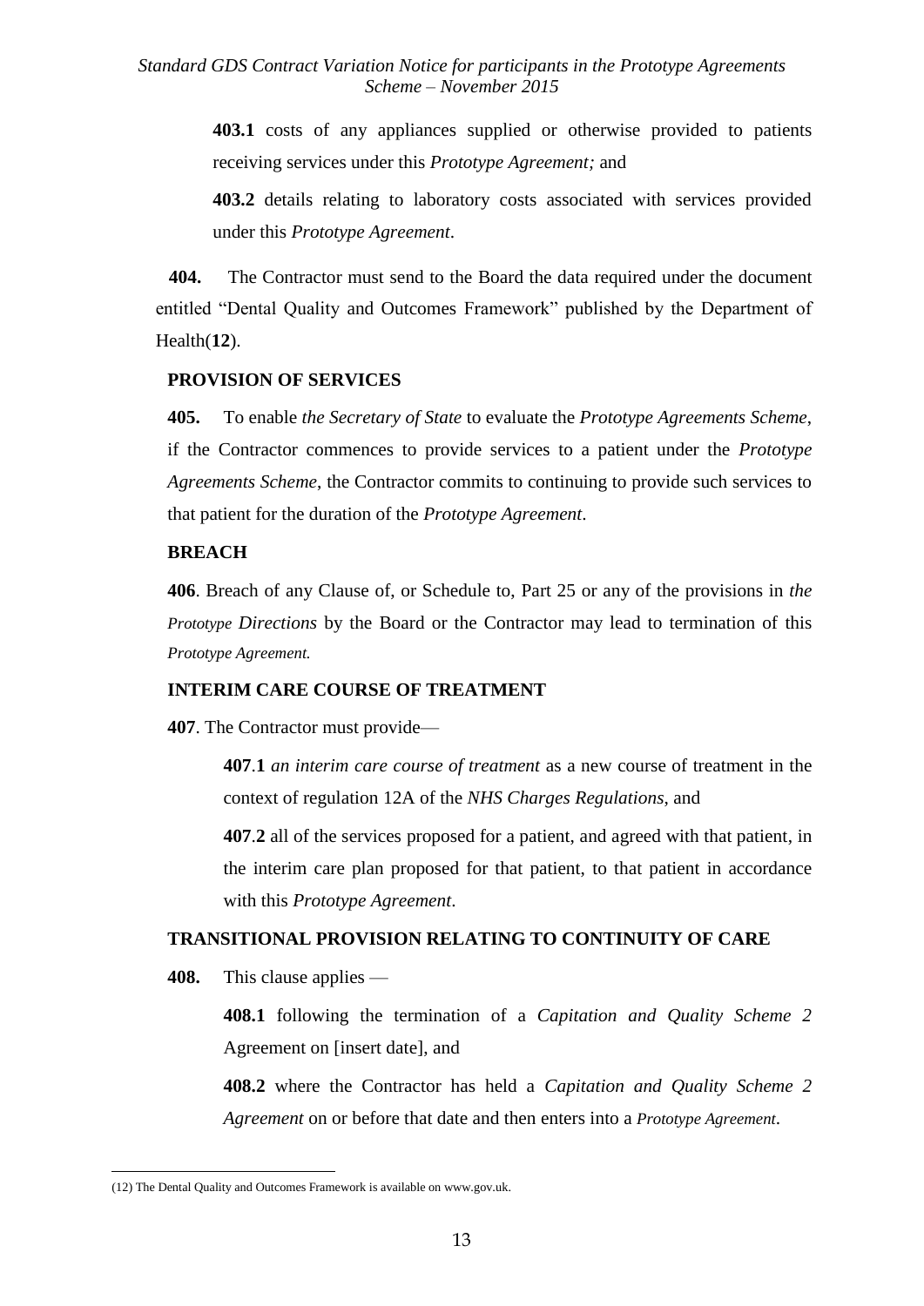**403.1** costs of any appliances supplied or otherwise provided to patients receiving services under this *Prototype Agreement;* and

**403.2** details relating to laboratory costs associated with services provided under this *Prototype Agreement*.

**404.** The Contractor must send to the Board the data required under the document entitled "Dental Quality and Outcomes Framework" published by the Department of Health(**12**).

**PROVISION OF SERVICES**

**405.** To enable *the Secretary of State* to evaluate the *Prototype Agreements Scheme*, if the Contractor commences to provide services to a patient under the *Prototype Agreements Scheme*, the Contractor commits to continuing to provide such services to that patient for the duration of the *Prototype Agreement*.

**BREACH**

**406**. Breach of any Clause of, or Schedule to, Part 25 or any of the provisions in *the Prototype Directions* by the Board or the Contractor may lead to termination of this *Prototype Agreement.*

**INTERIM CARE COURSE OF TREATMENT**

**407**. The Contractor must provide—

**407**.**1** *an interim care course of treatment* as a new course of treatment in the context of regulation 12A of the *NHS Charges Regulations*, and

**407**.**2** all of the services proposed for a patient, and agreed with that patient, in the interim care plan proposed for that patient, to that patient in accordance with this *Prototype Agreement*.

**TRANSITIONAL PROVISION RELATING TO CONTINUITY OF CARE**

**408.** This clause applies —

**408.1** following the termination of a *Capitation and Quality Scheme 2* Agreement on [insert date], and

**408.2** where the Contractor has held a *Capitation and Quality Scheme 2 Agreement* on or before that date and then enters into a *Prototype Agreement*.

---

(12) The Dental Quality and Outcomes Framework is available on www.gov.uk.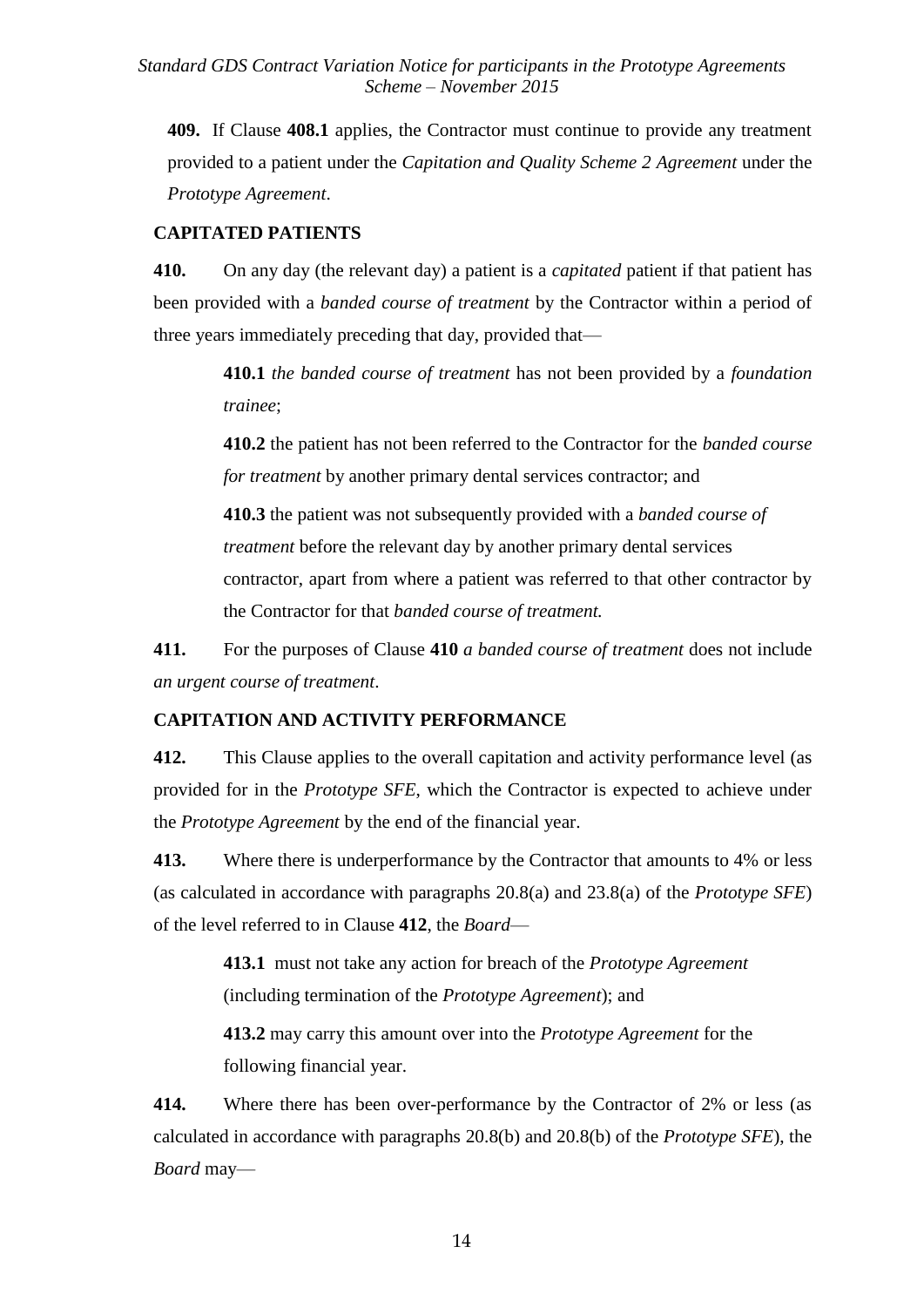**409.** If Clause **408.1** applies, the Contractor must continue to provide any treatment provided to a patient under the *Capitation and Quality Scheme 2 Agreement* under the *Prototype Agreement*.

**CAPITATED PATIENTS**

**410.** On any day (the relevant day) a patient is a *capitated* patient if that patient has been provided with a *banded course of treatment* by the Contractor within a period of three years immediately preceding that day, provided that—

> **410.1** *the banded course of treatment* has not been provided by a *foundation trainee*;
>
> **410.2** the patient has not been referred to the Contractor for the *banded course for treatment* by another primary dental services contractor; and
>
> **410.3** the patient was not subsequently provided with a *banded course of treatment* before the relevant day by another primary dental services contractor, apart from where a patient was referred to that other contractor by the Contractor for that *banded course of treatment.*

**411.** For the purposes of Clause **410** *a banded course of treatment* does not include *an urgent course of treatment*.

**CAPITATION AND ACTIVITY PERFORMANCE**

**412.** This Clause applies to the overall capitation and activity performance level (as provided for in the *Prototype SFE*, which the Contractor is expected to achieve under the *Prototype Agreement* by the end of the financial year.

**413.** Where there is underperformance by the Contractor that amounts to 4% or less (as calculated in accordance with paragraphs 20.8(a) and 23.8(a) of the *Prototype SFE*) of the level referred to in Clause **412**, the *Board*—

> **413.1** must not take any action for breach of the *Prototype Agreement* (including termination of the *Prototype Agreement*); and
>
> **413.2** may carry this amount over into the *Prototype Agreement* for the following financial year.

**414.** Where there has been over-performance by the Contractor of 2% or less (as calculated in accordance with paragraphs 20.8(b) and 20.8(b) of the *Prototype SFE*), the *Board* may—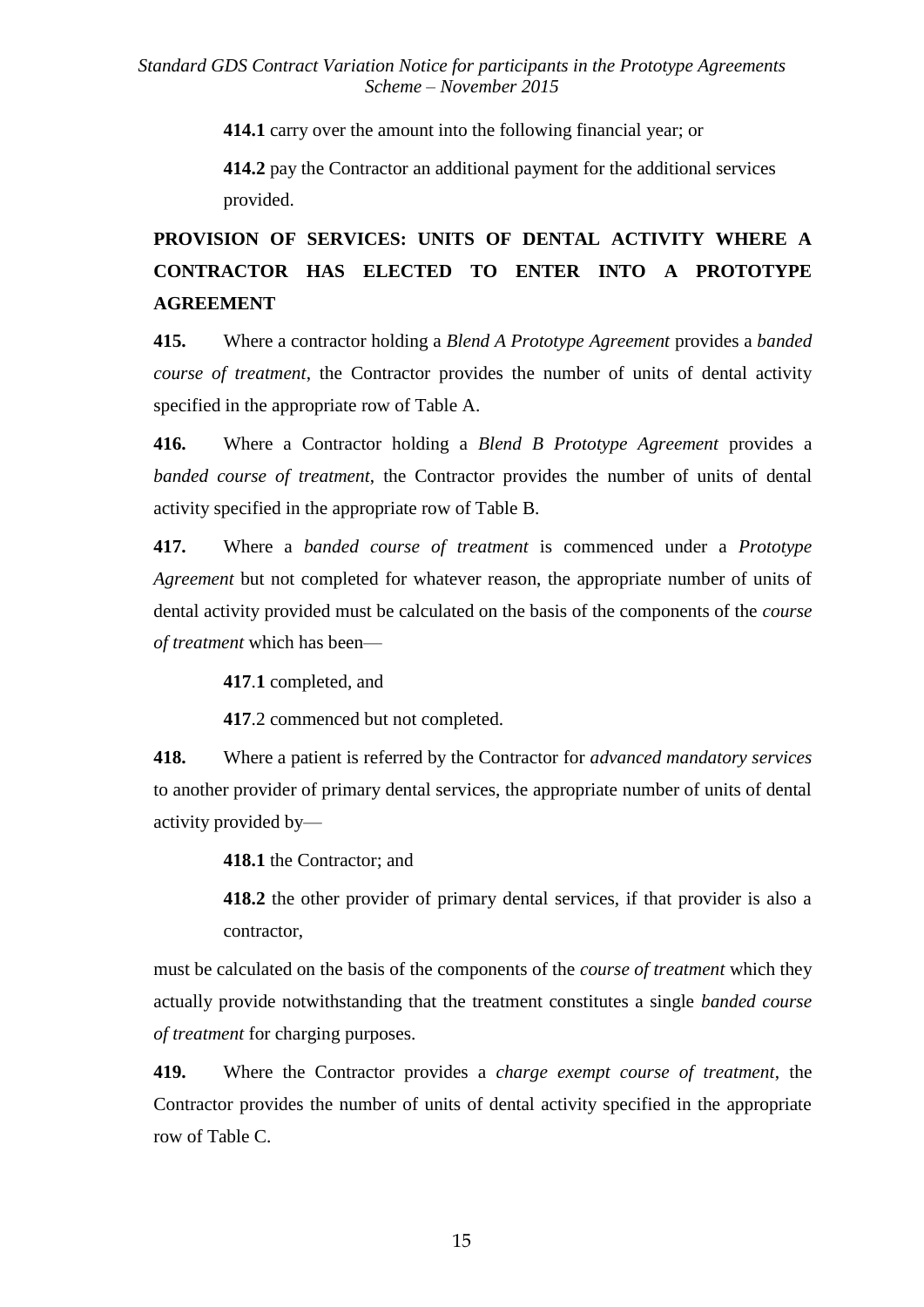**414.1** carry over the amount into the following financial year; or

**414.2** pay the Contractor an additional payment for the additional services provided.

## PROVISION OF SERVICES: UNITS OF DENTAL ACTIVITY WHERE A CONTRACTOR HAS ELECTED TO ENTER INTO A PROTOTYPE AGREEMENT

**415.** Where a contractor holding a *Blend A Prototype Agreement* provides a *banded course of treatment*, the Contractor provides the number of units of dental activity specified in the appropriate row of Table A.

**416.** Where a Contractor holding a *Blend B Prototype Agreement* provides a *banded course of treatment*, the Contractor provides the number of units of dental activity specified in the appropriate row of Table B.

**417.** Where a *banded course of treatment* is commenced under a *Prototype Agreement* but not completed for whatever reason, the appropriate number of units of dental activity provided must be calculated on the basis of the components of the *course of treatment* which has been—

**417.1** completed, and

**417**.2 commenced but not completed.

**418.** Where a patient is referred by the Contractor for *advanced mandatory services* to another provider of primary dental services, the appropriate number of units of dental activity provided by—

**418.1** the Contractor; and

**418.2** the other provider of primary dental services, if that provider is also a contractor,

must be calculated on the basis of the components of the *course of treatment* which they actually provide notwithstanding that the treatment constitutes a single *banded course of treatment* for charging purposes.

**419.** Where the Contractor provides a *charge exempt course of treatment*, the Contractor provides the number of units of dental activity specified in the appropriate row of Table C.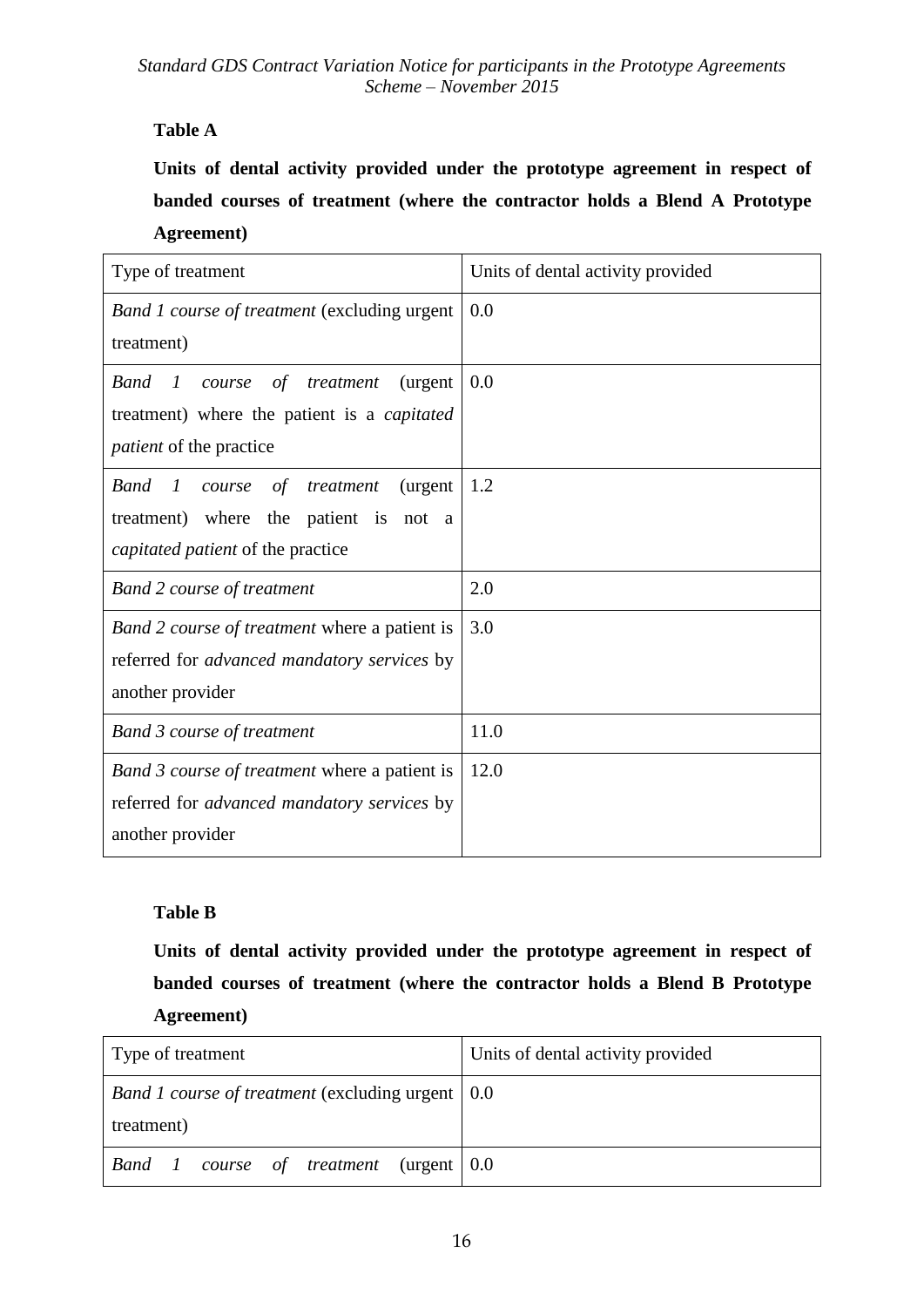**Table A**

**Units of dental activity provided under the prototype agreement in respect of banded courses of treatment (where the contractor holds a Blend A Prototype Agreement)**

| Type of treatment | Units of dental activity provided |
|---|---|
| *Band 1 course of treatment* (excluding urgent treatment) | 0.0 |
| *Band 1 course of treatment* (urgent treatment) where the patient is a *capitated patient* of the practice | 0.0 |
| *Band 1 course of treatment* (urgent treatment) where the patient is not a *capitated patient* of the practice | 1.2 |
| *Band 2 course of treatment* | 2.0 |
| *Band 2 course of treatment* where a patient is referred for *advanced mandatory services* by another provider | 3.0 |
| *Band 3 course of treatment* | 11.0 |
| *Band 3 course of treatment* where a patient is referred for *advanced mandatory services* by another provider | 12.0 |

**Table B**

**Units of dental activity provided under the prototype agreement in respect of banded courses of treatment (where the contractor holds a Blend B Prototype Agreement)**

| Type of treatment | Units of dental activity provided |
|---|---|
| *Band 1 course of treatment* (excluding urgent treatment) | 0.0 |
| *Band 1 course of treatment* (urgent | 0.0 |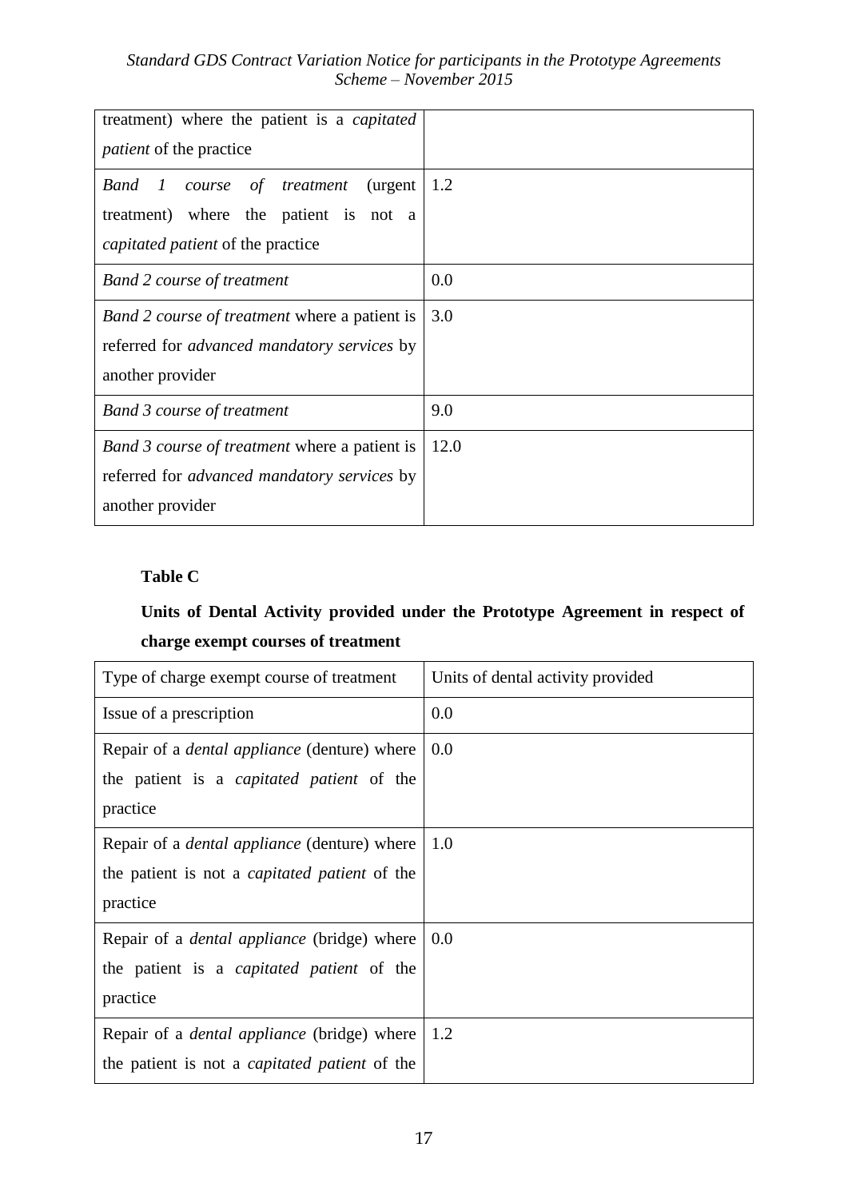| | |
|---|---|
| treatment) where the patient is a *capitated patient* of the practice | |
| *Band 1 course of treatment* (urgent treatment) where the patient is not a *capitated patient* of the practice | 1.2 |
| *Band 2 course of treatment* | 0.0 |
| *Band 2 course of treatment* where a patient is referred for *advanced mandatory services* by another provider | 3.0 |
| *Band 3 course of treatment* | 9.0 |
| *Band 3 course of treatment* where a patient is referred for *advanced mandatory services* by another provider | 12.0 |

**Table C**

**Units of Dental Activity provided under the Prototype Agreement in respect of charge exempt courses of treatment**

| Type of charge exempt course of treatment | Units of dental activity provided |
|---|---|
| Issue of a prescription | 0.0 |
| Repair of a *dental appliance* (denture) where the patient is a *capitated patient* of the practice | 0.0 |
| Repair of a *dental appliance* (denture) where the patient is not a *capitated patient* of the practice | 1.0 |
| Repair of a *dental appliance* (bridge) where the patient is a *capitated patient* of the practice | 0.0 |
| Repair of a *dental appliance* (bridge) where the patient is not a *capitated patient* of the | 1.2 |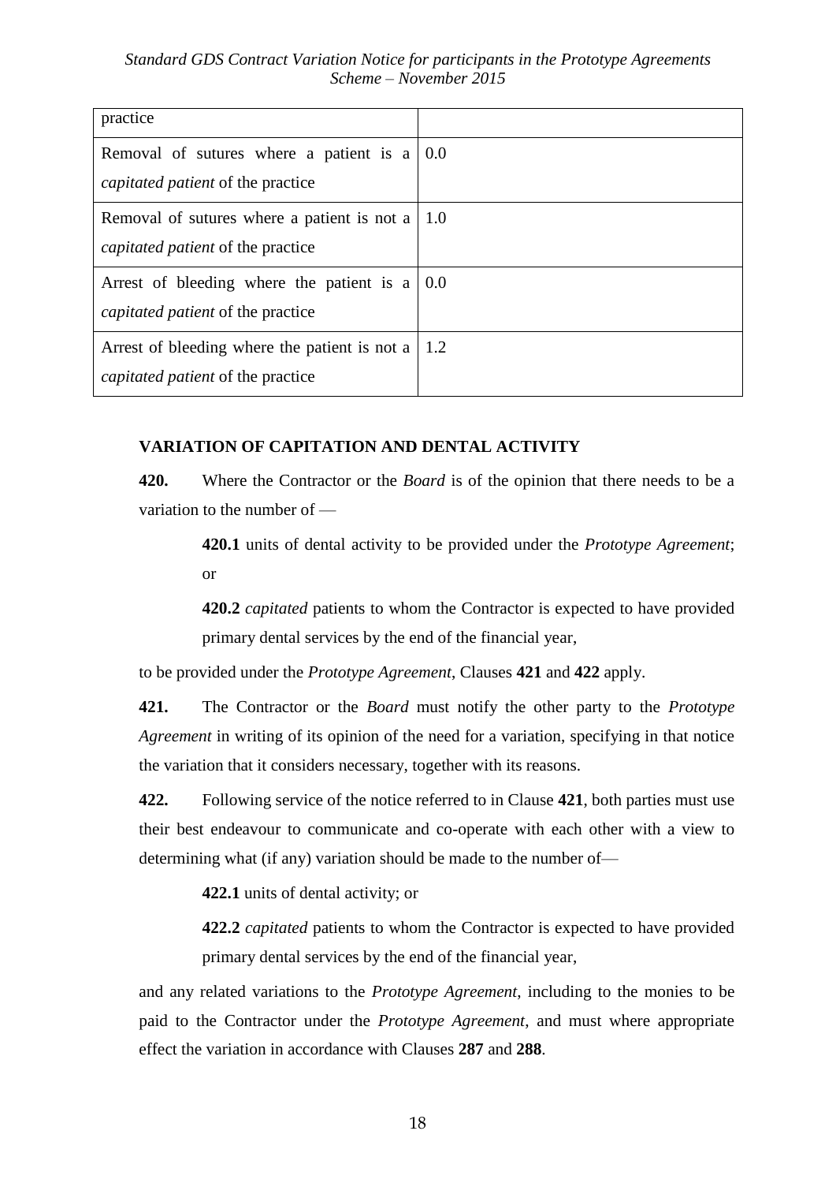| | |
|---|---|
| practice | |
| Removal of sutures where a patient is a *capitated patient* of the practice | 0.0 |
| Removal of sutures where a patient is not a *capitated patient* of the practice | 1.0 |
| Arrest of bleeding where the patient is a *capitated patient* of the practice | 0.0 |
| Arrest of bleeding where the patient is not a *capitated patient* of the practice | 1.2 |

**VARIATION OF CAPITATION AND DENTAL ACTIVITY**

**420.** Where the Contractor or the *Board* is of the opinion that there needs to be a variation to the number of —

> **420.1** units of dental activity to be provided under the *Prototype Agreement*; or
>
> **420.2** *capitated* patients to whom the Contractor is expected to have provided primary dental services by the end of the financial year,

to be provided under the *Prototype Agreement*, Clauses **421** and **422** apply.

**421.** The Contractor or the *Board* must notify the other party to the *Prototype Agreement* in writing of its opinion of the need for a variation, specifying in that notice the variation that it considers necessary, together with its reasons.

**422.** Following service of the notice referred to in Clause **421**, both parties must use their best endeavour to communicate and co-operate with each other with a view to determining what (if any) variation should be made to the number of—

> **422.1** units of dental activity; or
>
> **422.2** *capitated* patients to whom the Contractor is expected to have provided primary dental services by the end of the financial year,

and any related variations to the *Prototype Agreement*, including to the monies to be paid to the Contractor under the *Prototype Agreement*, and must where appropriate effect the variation in accordance with Clauses **287** and **288**.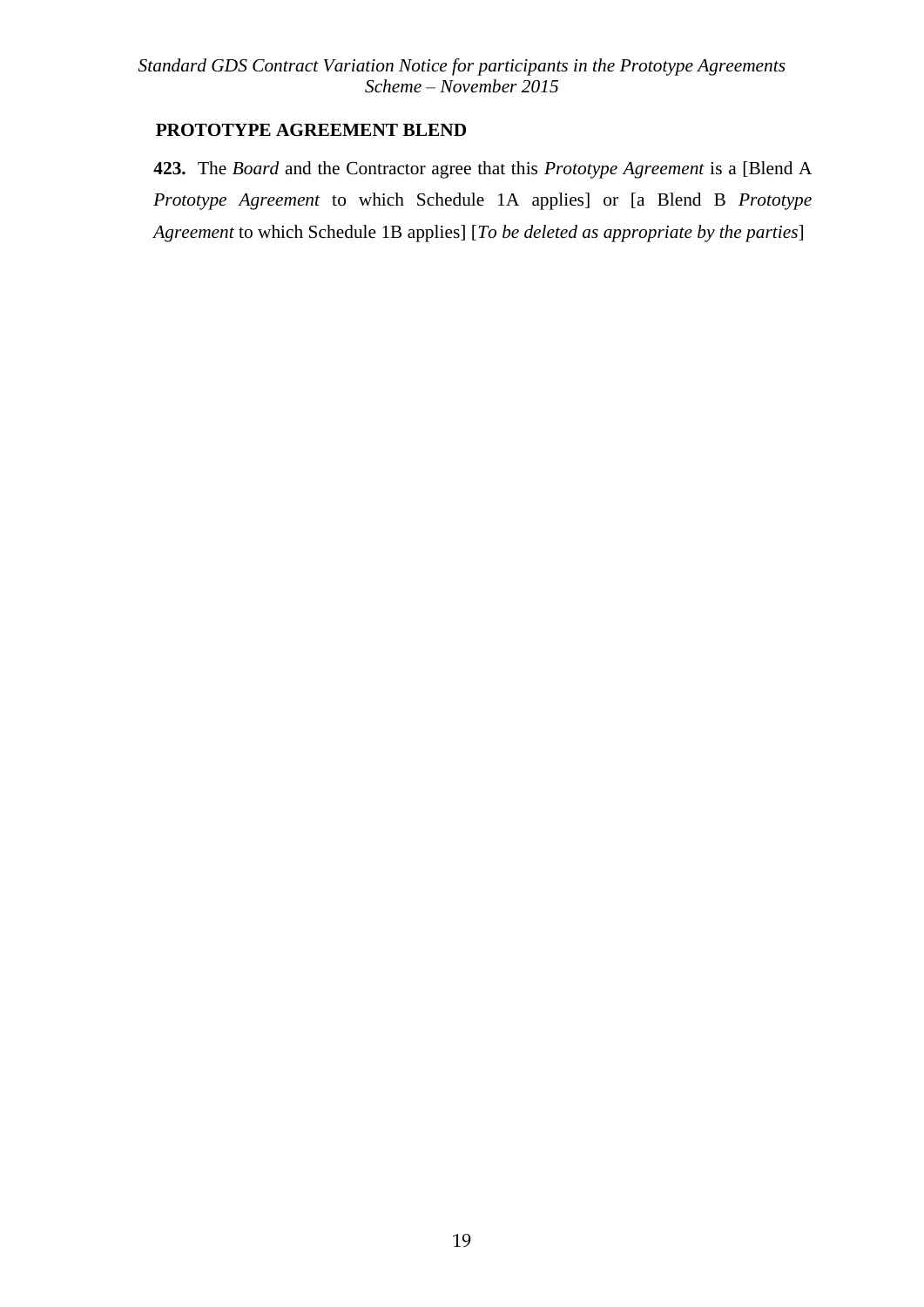**PROTOTYPE AGREEMENT BLEND**

**423.** The *Board* and the Contractor agree that this *Prototype Agreement* is a [Blend A *Prototype Agreement* to which Schedule 1A applies] or [a Blend B *Prototype Agreement* to which Schedule 1B applies] [*To be deleted as appropriate by the parties*]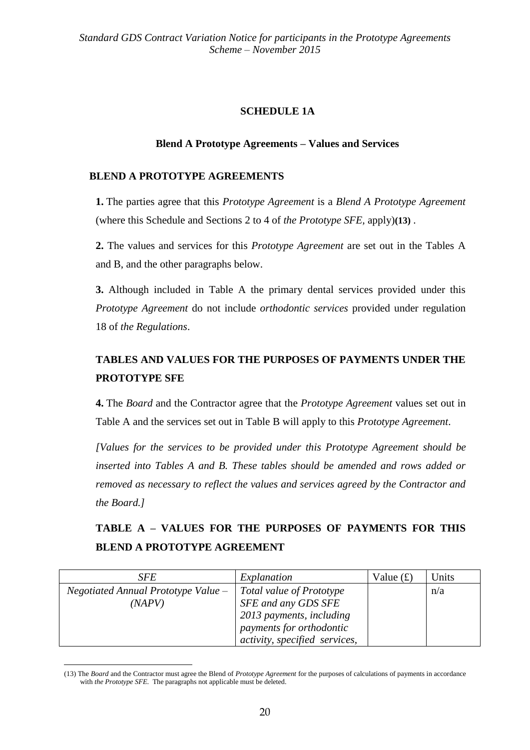**SCHEDULE 1A**

**Blend A Prototype Agreements – Values and Services**

**BLEND A PROTOTYPE AGREEMENTS**

**1.** The parties agree that this *Prototype Agreement* is a *Blend A Prototype Agreement* (where this Schedule and Sections 2 to 4 of *the Prototype SFE,* apply)**(13)** .

**2.** The values and services for this *Prototype Agreement* are set out in the Tables A and B, and the other paragraphs below.

**3.** Although included in Table A the primary dental services provided under this *Prototype Agreement* do not include *orthodontic services* provided under regulation 18 of *the Regulations*.

**TABLES AND VALUES FOR THE PURPOSES OF PAYMENTS UNDER THE PROTOTYPE SFE**

**4.** The *Board* and the Contractor agree that the *Prototype Agreement* values set out in Table A and the services set out in Table B will apply to this *Prototype Agreement*.

*[Values for the services to be provided under this Prototype Agreement should be inserted into Tables A and B. These tables should be amended and rows added or removed as necessary to reflect the values and services agreed by the Contractor and the Board.]*

**TABLE A – VALUES FOR THE PURPOSES OF PAYMENTS FOR THIS BLEND A PROTOTYPE AGREEMENT**

| *SFE* | *Explanation* | Value (£) | Units |
|---|---|---|---|
| *Negotiated Annual Prototype Value – (NAPV)* | *Total value of Prototype SFE and any GDS SFE 2013 payments, including payments for orthodontic activity, specified services,* | | n/a |

(13) The *Board* and the Contractor must agree the Blend of *Prototype Agreement* for the purposes of calculations of payments in accordance with *the Prototype SFE.* The paragraphs not applicable must be deleted.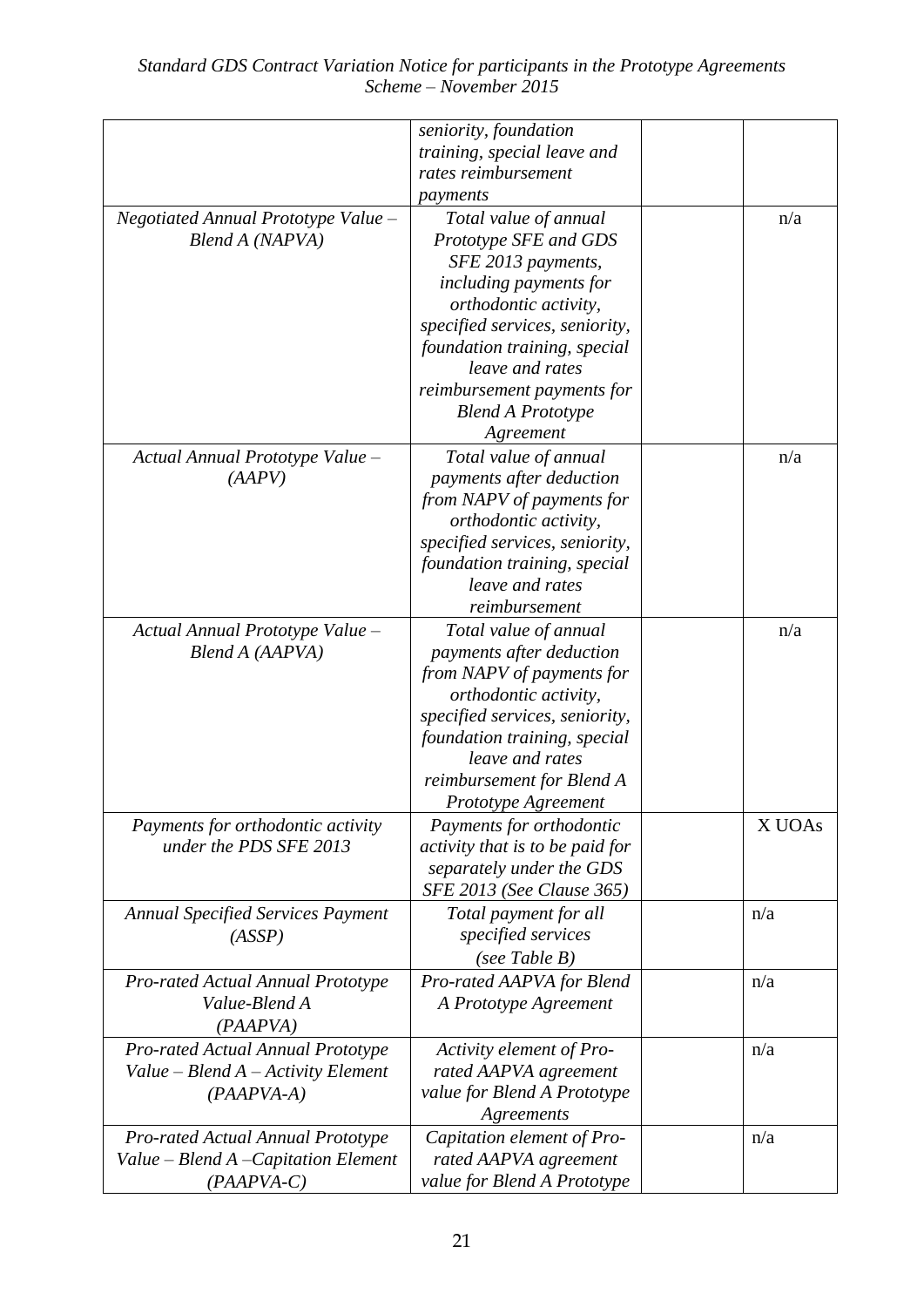| | | | |
|---|---|---|---|
| | *seniority, foundation training, special leave and rates reimbursement payments* | | |
| *Negotiated Annual Prototype Value – Blend A (NAPVA)* | *Total value of annual Prototype SFE and GDS SFE 2013 payments, including payments for orthodontic activity, specified services, seniority, foundation training, special leave and rates reimbursement payments for Blend A Prototype Agreement* | | n/a |
| *Actual Annual Prototype Value – (AAPV)* | *Total value of annual payments after deduction from NAPV of payments for orthodontic activity, specified services, seniority, foundation training, special leave and rates reimbursement* | | n/a |
| *Actual Annual Prototype Value – Blend A (AAPVA)* | *Total value of annual payments after deduction from NAPV of payments for orthodontic activity, specified services, seniority, foundation training, special leave and rates reimbursement for Blend A Prototype Agreement* | | n/a |
| *Payments for orthodontic activity under the PDS SFE 2013* | *Payments for orthodontic activity that is to be paid for separately under the GDS SFE 2013 (See Clause 365)* | | X UOAs |
| *Annual Specified Services Payment (ASSP)* | *Total payment for all specified services (see Table B)* | | n/a |
| *Pro-rated Actual Annual Prototype Value-Blend A (PAAPVA)* | *Pro-rated AAPVA for Blend A Prototype Agreement* | | n/a |
| *Pro-rated Actual Annual Prototype Value – Blend A – Activity Element (PAAPVA-A)* | *Activity element of Pro-rated AAPVA agreement value for Blend A Prototype Agreements* | | n/a |
| *Pro-rated Actual Annual Prototype Value – Blend A –Capitation Element (PAAPVA-C)* | *Capitation element of Pro-rated AAPVA agreement value for Blend A Prototype* | | n/a |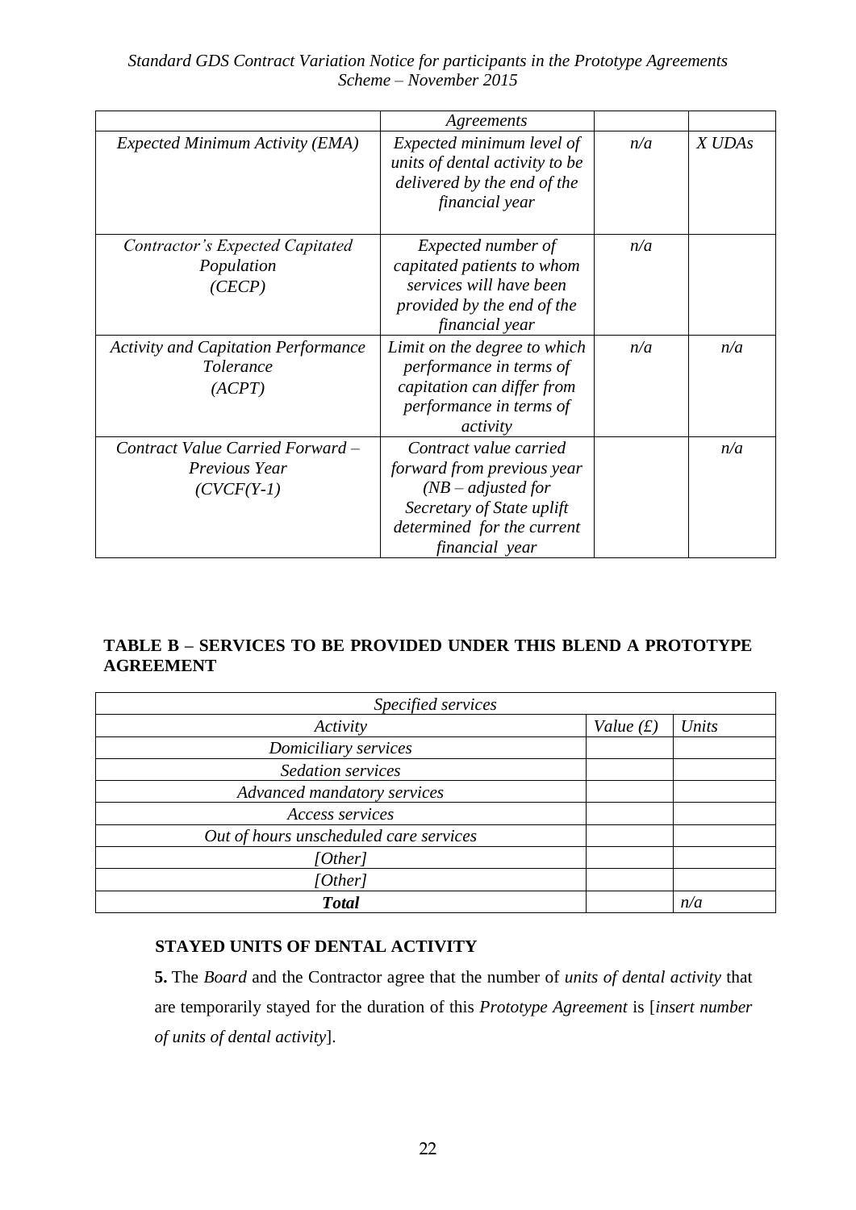| | *Agreements* | | |
|---|---|---|---|
| *Expected Minimum Activity (EMA)* | *Expected minimum level of units of dental activity to be delivered by the end of the financial year* | *n/a* | *X UDAs* |
| *Contractor's Expected Capitated Population (CECP)* | *Expected number of capitated patients to whom services will have been provided by the end of the financial year* | *n/a* | |
| *Activity and Capitation Performance Tolerance (ACPT)* | *Limit on the degree to which performance in terms of capitation can differ from performance in terms of activity* | *n/a* | *n/a* |
| *Contract Value Carried Forward – Previous Year (CVCF(Y-1)* | *Contract value carried forward from previous year (NB – adjusted for Secretary of State uplift determined for the current financial year* | | *n/a* |

**TABLE B – SERVICES TO BE PROVIDED UNDER THIS BLEND A PROTOTYPE AGREEMENT**

| *Specified services* | | |
|---|---|---|
| *Activity* | *Value (£)* | *Units* |
| *Domiciliary services* | | |
| *Sedation services* | | |
| *Advanced mandatory services* | | |
| *Access services* | | |
| *Out of hours unscheduled care services* | | |
| *[Other]* | | |
| *[Other]* | | |
| ***Total*** | | *n/a* |

**STAYED UNITS OF DENTAL ACTIVITY**

**5.** The *Board* and the Contractor agree that the number of *units of dental activity* that are temporarily stayed for the duration of this *Prototype Agreement* is [*insert number of units of dental activity*].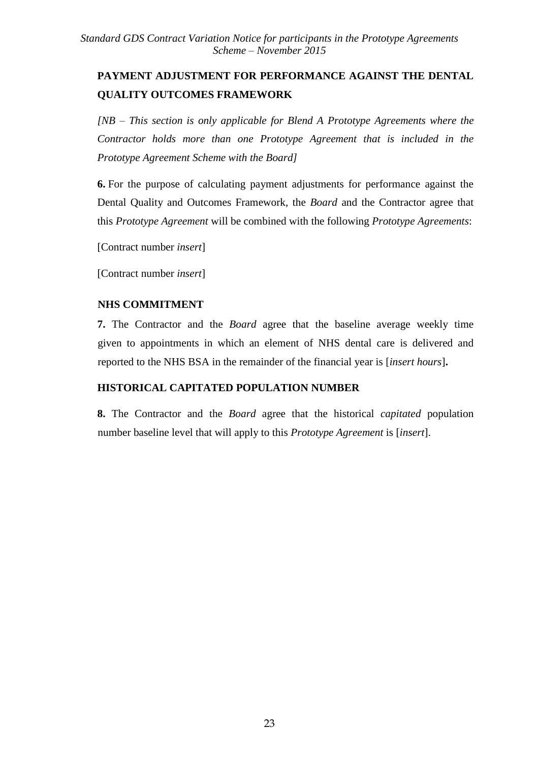## PAYMENT ADJUSTMENT FOR PERFORMANCE AGAINST THE DENTAL QUALITY OUTCOMES FRAMEWORK

*[NB – This section is only applicable for Blend A Prototype Agreements where the Contractor holds more than one Prototype Agreement that is included in the Prototype Agreement Scheme with the Board]*

**6.** For the purpose of calculating payment adjustments for performance against the Dental Quality and Outcomes Framework, the *Board* and the Contractor agree that this *Prototype Agreement* will be combined with the following *Prototype Agreements*:

[Contract number *insert*]

[Contract number *insert*]

### NHS COMMITMENT

**7.** The Contractor and the *Board* agree that the baseline average weekly time given to appointments in which an element of NHS dental care is delivered and reported to the NHS BSA in the remainder of the financial year is [*insert hours*]**.**

### HISTORICAL CAPITATED POPULATION NUMBER

**8.** The Contractor and the *Board* agree that the historical *capitated* population number baseline level that will apply to this *Prototype Agreement* is [*insert*].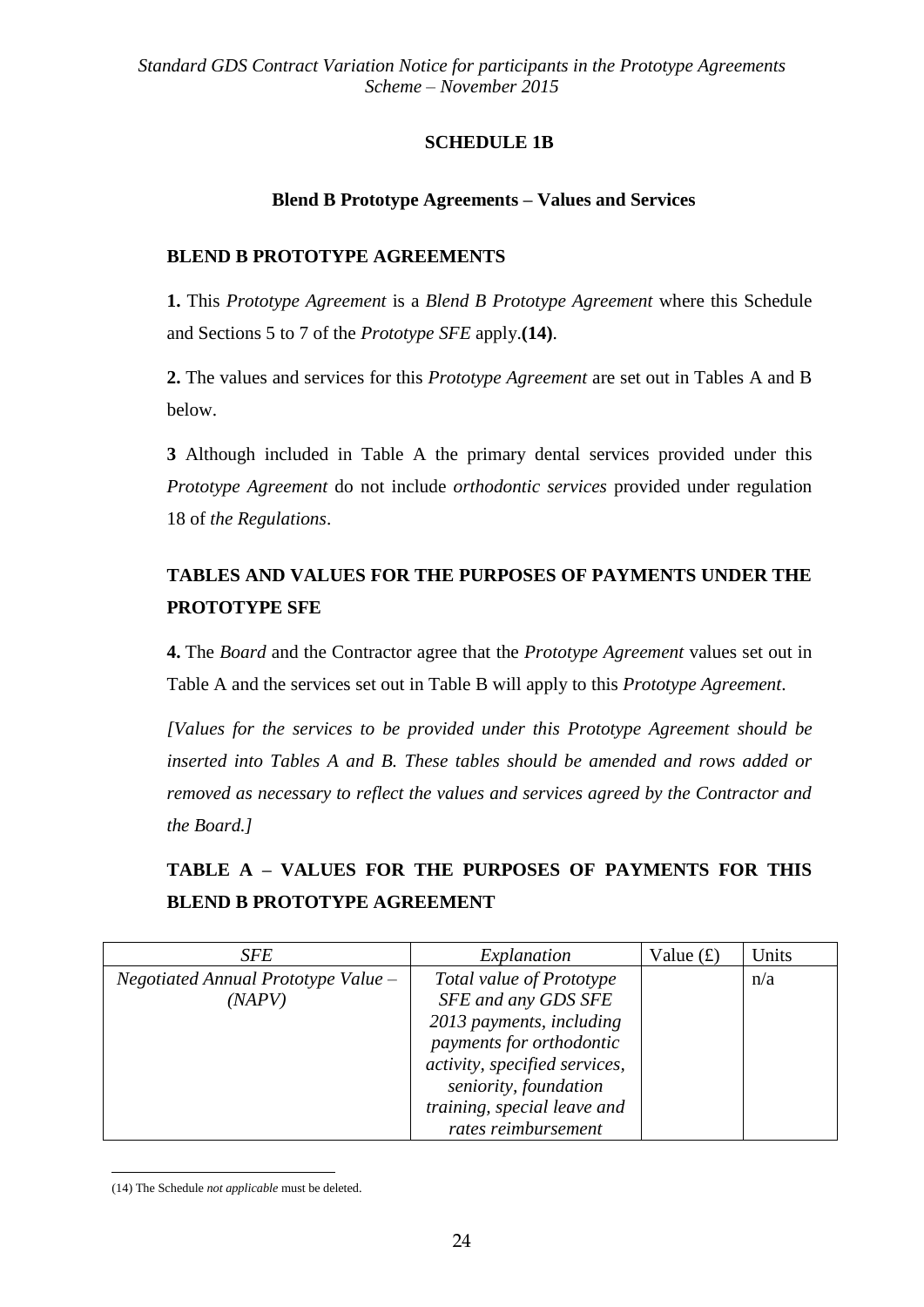# SCHEDULE 1B

## Blend B Prototype Agreements – Values and Services

### BLEND B PROTOTYPE AGREEMENTS

**1.** This *Prototype Agreement* is a *Blend B Prototype Agreement* where this Schedule and Sections 5 to 7 of the *Prototype SFE* apply.**(14)**.

**2.** The values and services for this *Prototype Agreement* are set out in Tables A and B below.

**3** Although included in Table A the primary dental services provided under this *Prototype Agreement* do not include *orthodontic services* provided under regulation 18 of *the Regulations*.

### TABLES AND VALUES FOR THE PURPOSES OF PAYMENTS UNDER THE PROTOTYPE SFE

**4.** The *Board* and the Contractor agree that the *Prototype Agreement* values set out in Table A and the services set out in Table B will apply to this *Prototype Agreement*.

*[Values for the services to be provided under this Prototype Agreement should be inserted into Tables A and B. These tables should be amended and rows added or removed as necessary to reflect the values and services agreed by the Contractor and the Board.]*

### TABLE A – VALUES FOR THE PURPOSES OF PAYMENTS FOR THIS BLEND B PROTOTYPE AGREEMENT

| *SFE* | *Explanation* | Value (£) | Units |
|---|---|---|---|
| *Negotiated Annual Prototype Value – (NAPV)* | *Total value of Prototype SFE and any GDS SFE 2013 payments, including payments for orthodontic activity, specified services, seniority, foundation training, special leave and rates reimbursement* | | n/a |

(14) The Schedule *not applicable* must be deleted.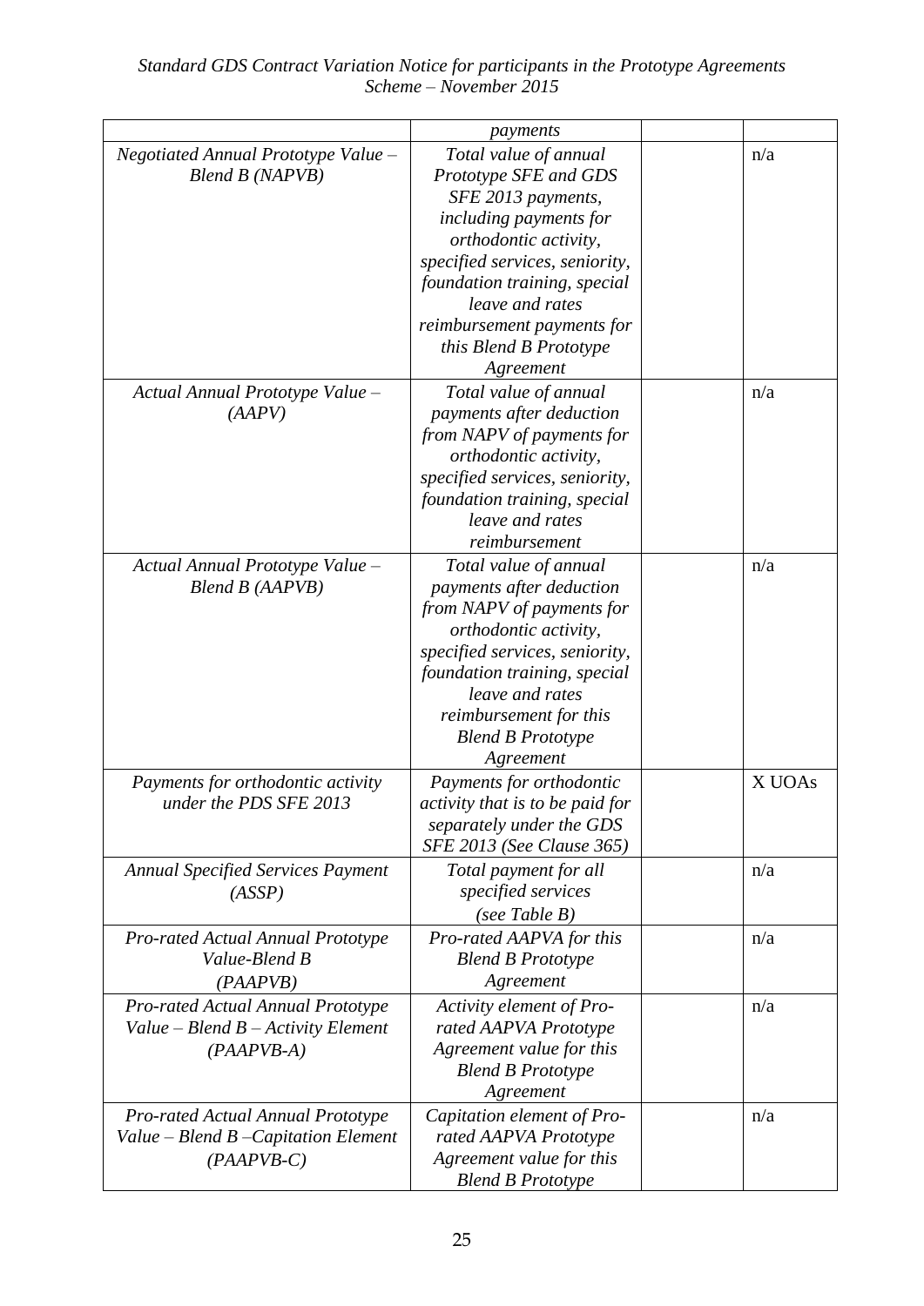| | | | |
|---|---|---|---|
| | *payments* | | |
| *Negotiated Annual Prototype Value – Blend B (NAPVB)* | *Total value of annual Prototype SFE and GDS SFE 2013 payments, including payments for orthodontic activity, specified services, seniority, foundation training, special leave and rates reimbursement payments for this Blend B Prototype Agreement* | | n/a |
| *Actual Annual Prototype Value – (AAPV)* | *Total value of annual payments after deduction from NAPV of payments for orthodontic activity, specified services, seniority, foundation training, special leave and rates reimbursement* | | n/a |
| *Actual Annual Prototype Value – Blend B (AAPVB)* | *Total value of annual payments after deduction from NAPV of payments for orthodontic activity, specified services, seniority, foundation training, special leave and rates reimbursement for this Blend B Prototype Agreement* | | n/a |
| *Payments for orthodontic activity under the PDS SFE 2013* | *Payments for orthodontic activity that is to be paid for separately under the GDS SFE 2013 (See Clause 365)* | | X UOAs |
| *Annual Specified Services Payment (ASSP)* | *Total payment for all specified services (see Table B)* | | n/a |
| *Pro-rated Actual Annual Prototype Value-Blend B (PAAPVB)* | *Pro-rated AAPVA for this Blend B Prototype Agreement* | | n/a |
| *Pro-rated Actual Annual Prototype Value – Blend B – Activity Element (PAAPVB-A)* | *Activity element of Pro-rated AAPVA Prototype Agreement value for this Blend B Prototype Agreement* | | n/a |
| *Pro-rated Actual Annual Prototype Value – Blend B –Capitation Element (PAAPVB-C)* | *Capitation element of Pro-rated AAPVA Prototype Agreement value for this Blend B Prototype* | | n/a |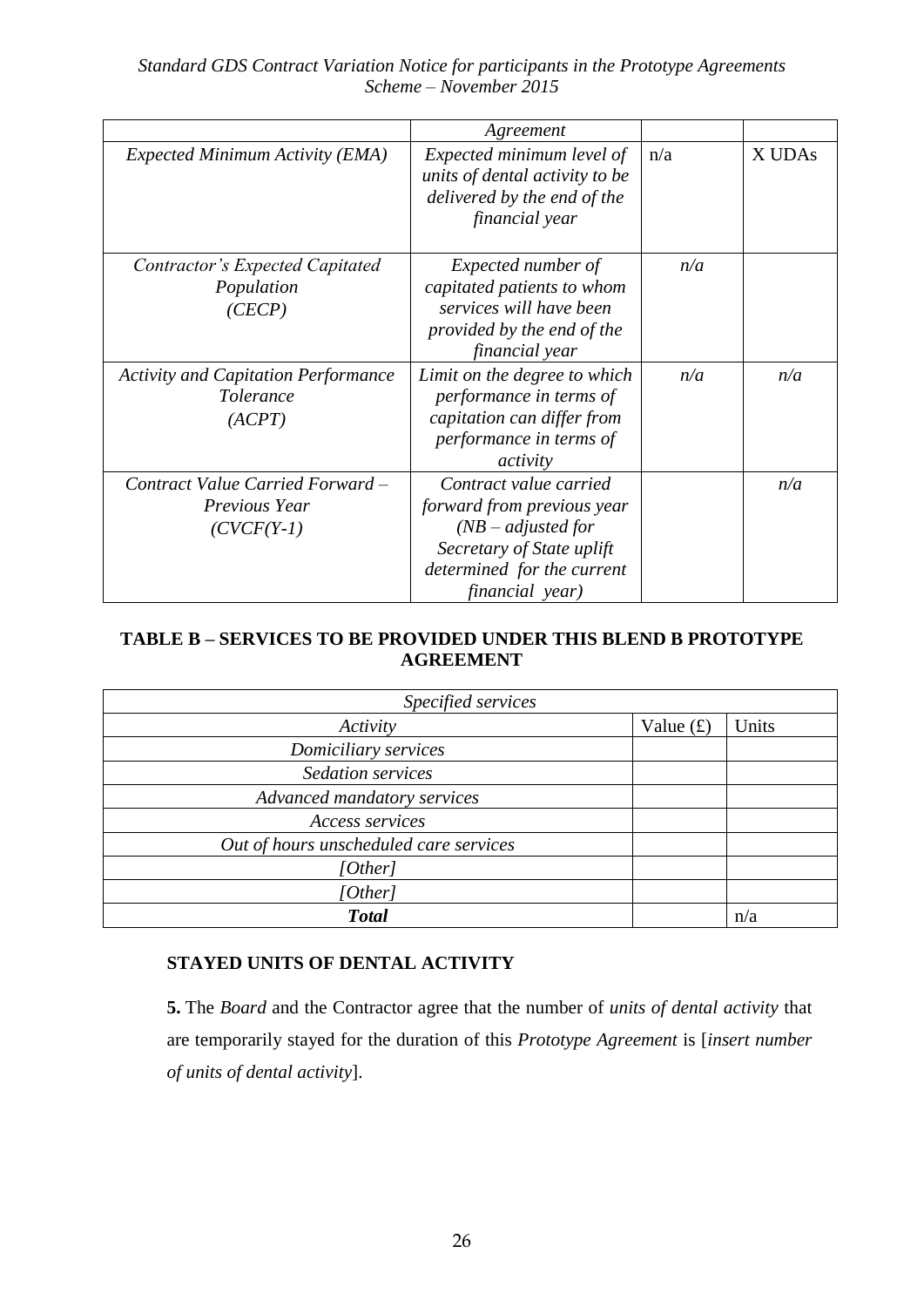| | Agreement | | |
|---|---|---|---|
| *Expected Minimum Activity (EMA)* | *Expected minimum level of units of dental activity to be delivered by the end of the financial year* | n/a | X UDAs |
| *Contractor's Expected Capitated Population (CECP)* | *Expected number of capitated patients to whom services will have been provided by the end of the financial year* | *n/a* | |
| *Activity and Capitation Performance Tolerance (ACPT)* | *Limit on the degree to which performance in terms of capitation can differ from performance in terms of activity* | *n/a* | *n/a* |
| *Contract Value Carried Forward – Previous Year (CVCF(Y-1)* | *Contract value carried forward from previous year (NB – adjusted for Secretary of State uplift determined for the current financial year)* | | *n/a* |

**TABLE B – SERVICES TO BE PROVIDED UNDER THIS BLEND B PROTOTYPE AGREEMENT**

| *Specified services* | | |
|---|---|---|
| *Activity* | Value (£) | Units |
| *Domiciliary services* | | |
| *Sedation services* | | |
| *Advanced mandatory services* | | |
| *Access services* | | |
| *Out of hours unscheduled care services* | | |
| *[Other]* | | |
| *[Other]* | | |
| ***Total*** | | n/a |

**STAYED UNITS OF DENTAL ACTIVITY**

**5.** The *Board* and the Contractor agree that the number of *units of dental activity* that are temporarily stayed for the duration of this *Prototype Agreement* is [*insert number of units of dental activity*].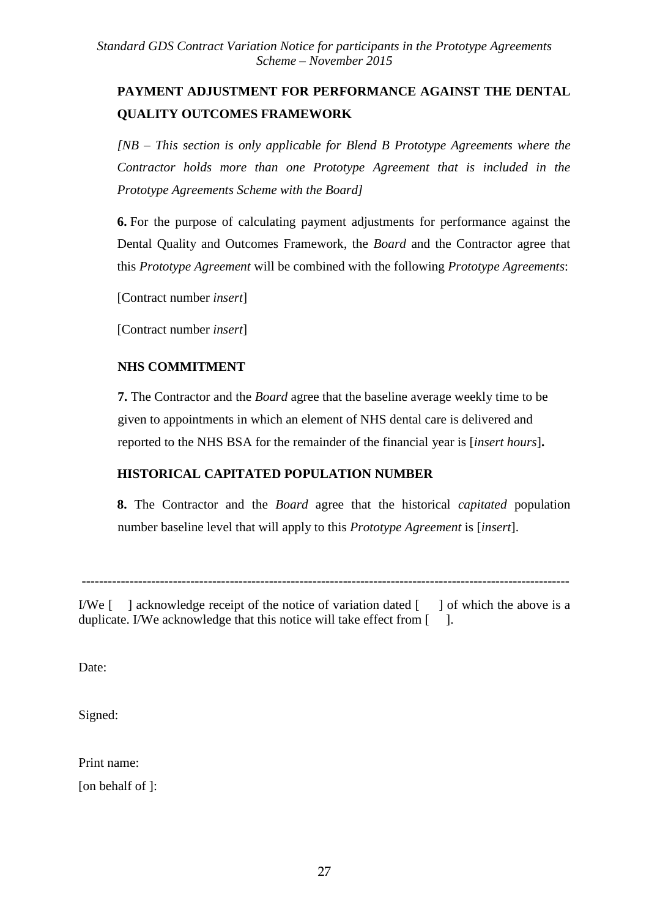**PAYMENT ADJUSTMENT FOR PERFORMANCE AGAINST THE DENTAL QUALITY OUTCOMES FRAMEWORK**

*[NB – This section is only applicable for Blend B Prototype Agreements where the Contractor holds more than one Prototype Agreement that is included in the Prototype Agreements Scheme with the Board]*

**6.** For the purpose of calculating payment adjustments for performance against the Dental Quality and Outcomes Framework, the *Board* and the Contractor agree that this *Prototype Agreement* will be combined with the following *Prototype Agreements*:

[Contract number *insert*]

[Contract number *insert*]

**NHS COMMITMENT**

**7.** The Contractor and the *Board* agree that the baseline average weekly time to be given to appointments in which an element of NHS dental care is delivered and reported to the NHS BSA for the remainder of the financial year is [*insert hours*]**.**

**HISTORICAL CAPITATED POPULATION NUMBER**

**8.** The Contractor and the *Board* agree that the historical *capitated* population number baseline level that will apply to this *Prototype Agreement* is [*insert*].

---

I/We [ ] acknowledge receipt of the notice of variation dated [ ] of which the above is a duplicate. I/We acknowledge that this notice will take effect from [ ].

Date:

Signed:

Print name:

[on behalf of ]: